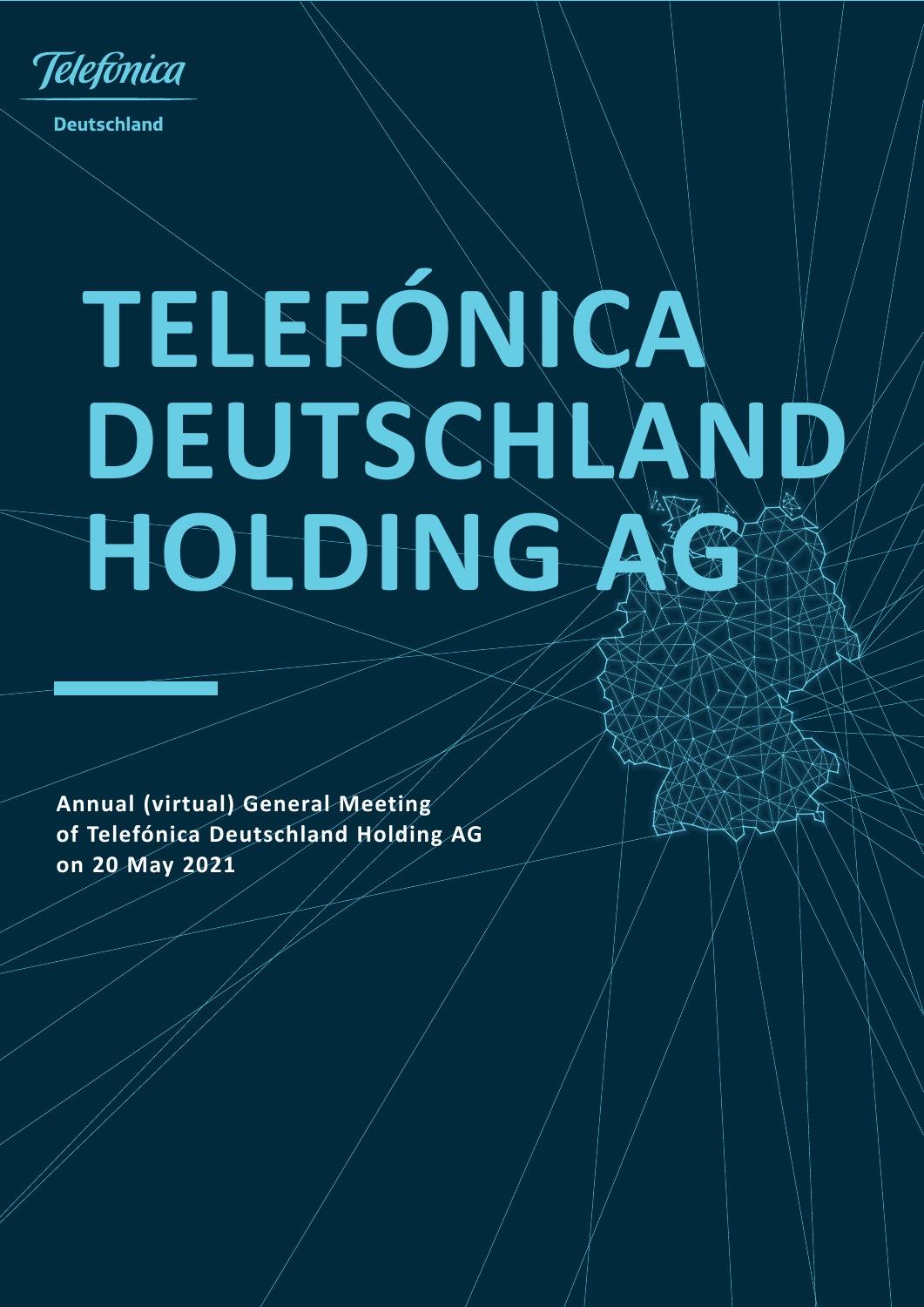Telefónica

Deutschland

# TELEFÓNICA DEUTSCHLAND HOLDING AG

**Annual (virtual) General Meeting of Telefónica Deutschland Holding AG on 20 May 2021**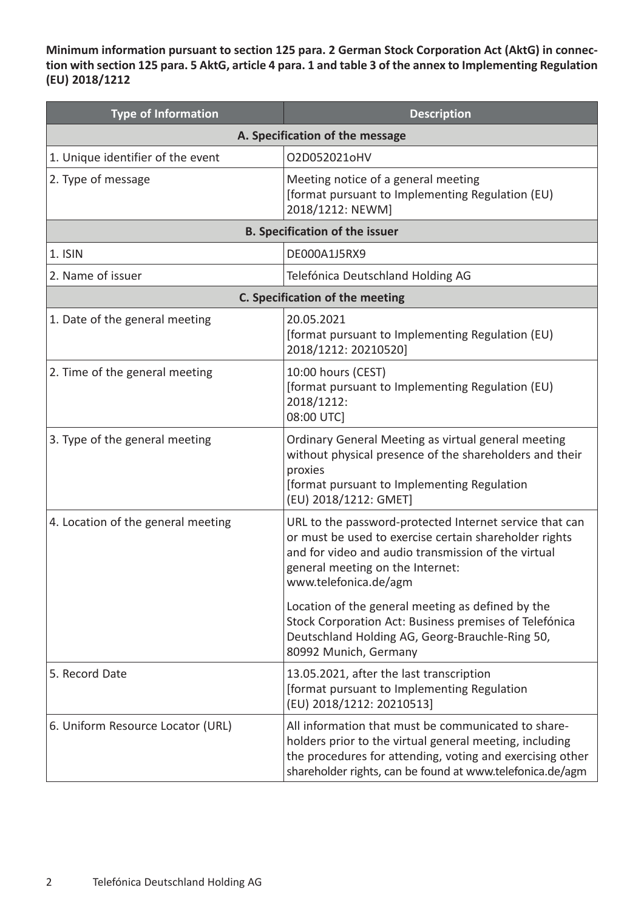**Minimum information pursuant to section 125 para. 2 German Stock Corporation Act (AktG) in connection with section 125 para. 5 AktG, article 4 para. 1 and table 3 of the annex to Implementing Regulation (EU) 2018/1212**

| Type of Information | Description |
|---|---|
| **A. Specification of the message** | |
| 1. Unique identifier of the event | O2D052021oHV |
| 2. Type of message | Meeting notice of a general meeting [format pursuant to Implementing Regulation (EU) 2018/1212: NEWM] |
| **B. Specification of the issuer** | |
| 1. ISIN | DE000A1J5RX9 |
| 2. Name of issuer | Telefónica Deutschland Holding AG |
| **C. Specification of the meeting** | |
| 1. Date of the general meeting | 20.05.2021 [format pursuant to Implementing Regulation (EU) 2018/1212: 20210520] |
| 2. Time of the general meeting | 10:00 hours (CEST) [format pursuant to Implementing Regulation (EU) 2018/1212: 08:00 UTC] |
| 3. Type of the general meeting | Ordinary General Meeting as virtual general meeting without physical presence of the shareholders and their proxies [format pursuant to Implementing Regulation (EU) 2018/1212: GMET] |
| 4. Location of the general meeting | URL to the password-protected Internet service that can or must be used to exercise certain shareholder rights and for video and audio transmission of the virtual general meeting on the Internet: www.telefonica.de/agm<br><br>Location of the general meeting as defined by the Stock Corporation Act: Business premises of Telefónica Deutschland Holding AG, Georg-Brauchle-Ring 50, 80992 Munich, Germany |
| 5. Record Date | 13.05.2021, after the last transcription [format pursuant to Implementing Regulation (EU) 2018/1212: 20210513] |
| 6. Uniform Resource Locator (URL) | All information that must be communicated to shareholders prior to the virtual general meeting, including the procedures for attending, voting and exercising other shareholder rights, can be found at www.telefonica.de/agm |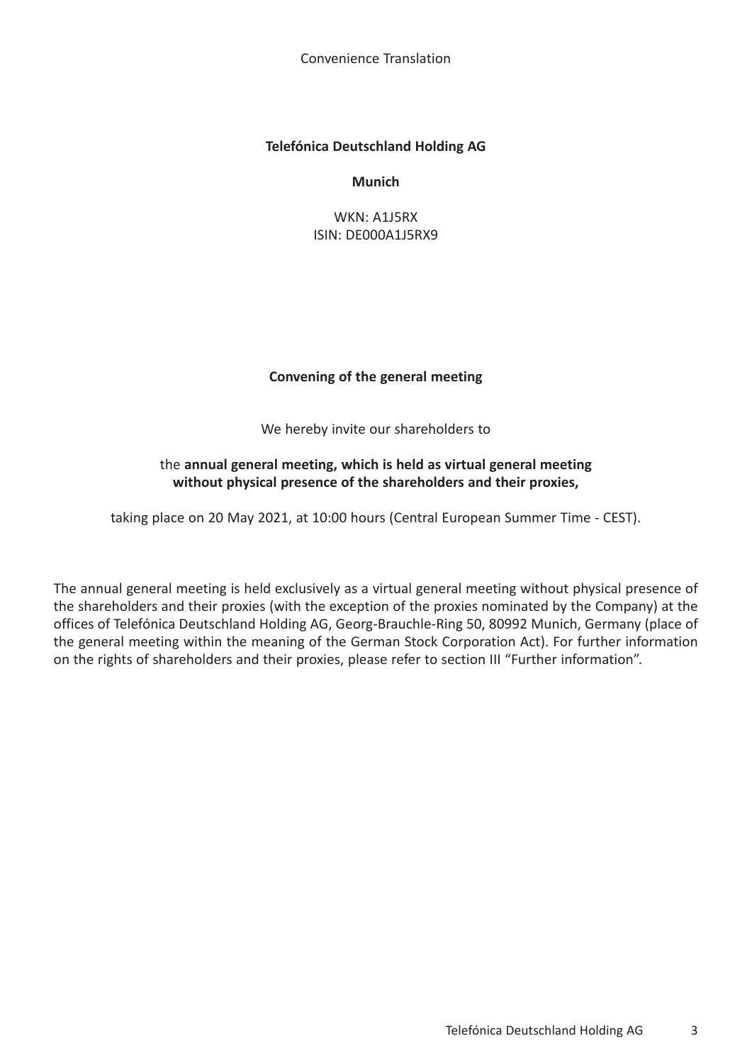Convenience Translation

**Telefónica Deutschland Holding AG**

**Munich**

WKN: A1J5RX
ISIN: DE000A1J5RX9

# Convening of the general meeting

We hereby invite our shareholders to

the **annual general meeting, which is held as virtual general meeting without physical presence of the shareholders and their proxies,**

taking place on 20 May 2021, at 10:00 hours (Central European Summer Time - CEST).

The annual general meeting is held exclusively as a virtual general meeting without physical presence of the shareholders and their proxies (with the exception of the proxies nominated by the Company) at the offices of Telefónica Deutschland Holding AG, Georg-Brauchle-Ring 50, 80992 Munich, Germany (place of the general meeting within the meaning of the German Stock Corporation Act). For further information on the rights of shareholders and their proxies, please refer to section III "Further information".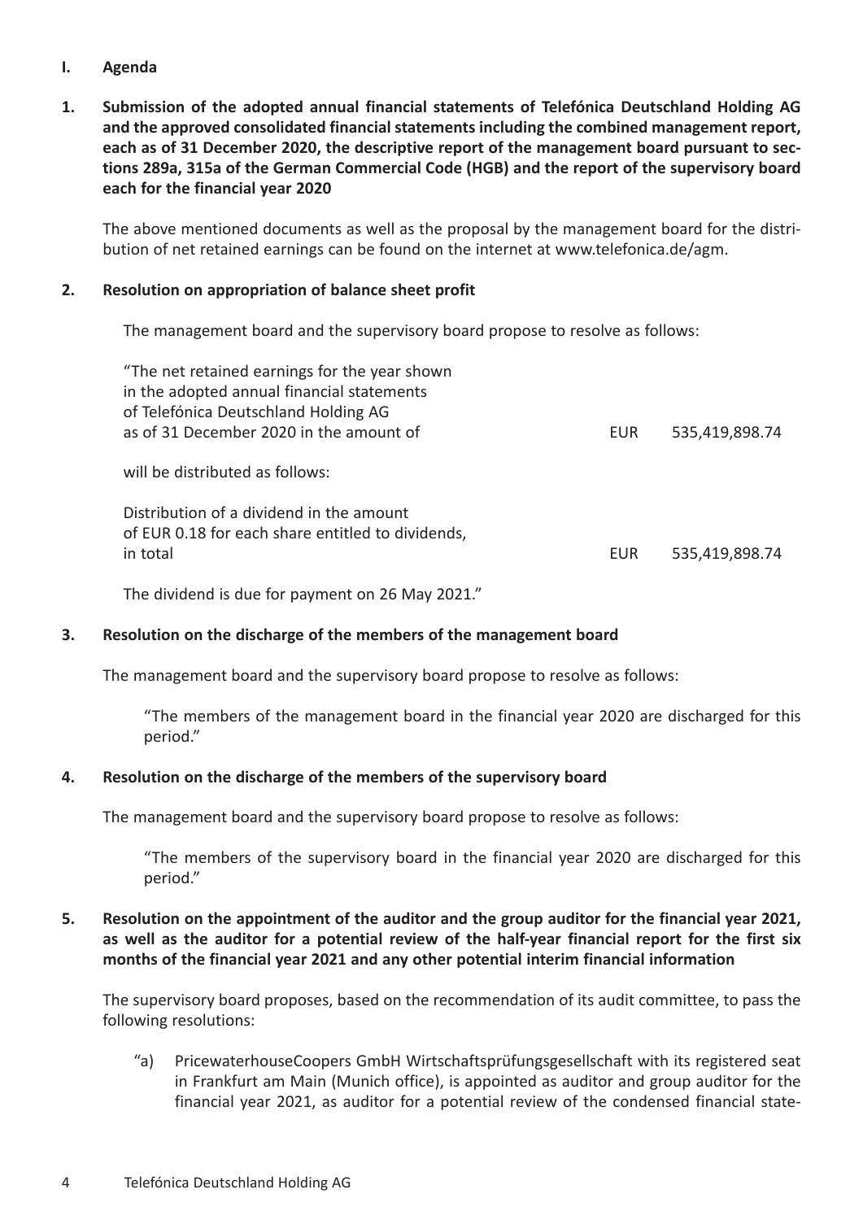## I. Agenda

### 1. Submission of the adopted annual financial statements of Telefónica Deutschland Holding AG and the approved consolidated financial statements including the combined management report, each as of 31 December 2020, the descriptive report of the management board pursuant to sections 289a, 315a of the German Commercial Code (HGB) and the report of the supervisory board each for the financial year 2020

The above mentioned documents as well as the proposal by the management board for the distribution of net retained earnings can be found on the internet at www.telefonica.de/agm.

### 2. Resolution on appropriation of balance sheet profit

The management board and the supervisory board propose to resolve as follows:

| | | |
|---|---|---|
| "The net retained earnings for the year shown in the adopted annual financial statements of Telefónica Deutschland Holding AG as of 31 December 2020 in the amount of | EUR | 535,419,898.74 |
| will be distributed as follows: | | |
| Distribution of a dividend in the amount of EUR 0.18 for each share entitled to dividends, in total | EUR | 535,419,898.74 |

The dividend is due for payment on 26 May 2021."

### 3. Resolution on the discharge of the members of the management board

The management board and the supervisory board propose to resolve as follows:

"The members of the management board in the financial year 2020 are discharged for this period."

### 4. Resolution on the discharge of the members of the supervisory board

The management board and the supervisory board propose to resolve as follows:

"The members of the supervisory board in the financial year 2020 are discharged for this period."

### 5. Resolution on the appointment of the auditor and the group auditor for the financial year 2021, as well as the auditor for a potential review of the half-year financial report for the first six months of the financial year 2021 and any other potential interim financial information

The supervisory board proposes, based on the recommendation of its audit committee, to pass the following resolutions:

"a) PricewaterhouseCoopers GmbH Wirtschaftsprüfungsgesellschaft with its registered seat in Frankfurt am Main (Munich office), is appointed as auditor and group auditor for the financial year 2021, as auditor for a potential review of the condensed financial state-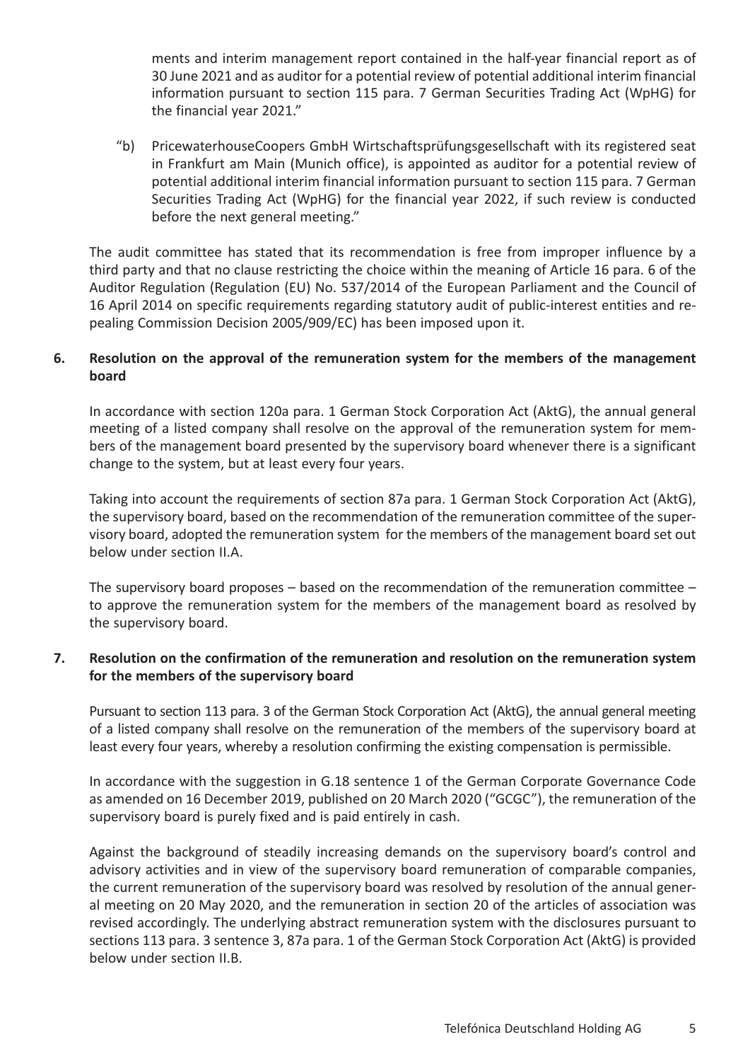ments and interim management report contained in the half-year financial report as of 30 June 2021 and as auditor for a potential review of potential additional interim financial information pursuant to section 115 para. 7 German Securities Trading Act (WpHG) for the financial year 2021."

"b) PricewaterhouseCoopers GmbH Wirtschaftsprüfungsgesellschaft with its registered seat in Frankfurt am Main (Munich office), is appointed as auditor for a potential review of potential additional interim financial information pursuant to section 115 para. 7 German Securities Trading Act (WpHG) for the financial year 2022, if such review is conducted before the next general meeting."

The audit committee has stated that its recommendation is free from improper influence by a third party and that no clause restricting the choice within the meaning of Article 16 para. 6 of the Auditor Regulation (Regulation (EU) No. 537/2014 of the European Parliament and the Council of 16 April 2014 on specific requirements regarding statutory audit of public-interest entities and repealing Commission Decision 2005/909/EC) has been imposed upon it.

**6. Resolution on the approval of the remuneration system for the members of the management board**

In accordance with section 120a para. 1 German Stock Corporation Act (AktG), the annual general meeting of a listed company shall resolve on the approval of the remuneration system for members of the management board presented by the supervisory board whenever there is a significant change to the system, but at least every four years.

Taking into account the requirements of section 87a para. 1 German Stock Corporation Act (AktG), the supervisory board, based on the recommendation of the remuneration committee of the supervisory board, adopted the remuneration system for the members of the management board set out below under section II.A.

The supervisory board proposes – based on the recommendation of the remuneration committee – to approve the remuneration system for the members of the management board as resolved by the supervisory board.

**7. Resolution on the confirmation of the remuneration and resolution on the remuneration system for the members of the supervisory board**

Pursuant to section 113 para. 3 of the German Stock Corporation Act (AktG), the annual general meeting of a listed company shall resolve on the remuneration of the members of the supervisory board at least every four years, whereby a resolution confirming the existing compensation is permissible.

In accordance with the suggestion in G.18 sentence 1 of the German Corporate Governance Code as amended on 16 December 2019, published on 20 March 2020 ("GCGC"), the remuneration of the supervisory board is purely fixed and is paid entirely in cash.

Against the background of steadily increasing demands on the supervisory board's control and advisory activities and in view of the supervisory board remuneration of comparable companies, the current remuneration of the supervisory board was resolved by resolution of the annual general meeting on 20 May 2020, and the remuneration in section 20 of the articles of association was revised accordingly. The underlying abstract remuneration system with the disclosures pursuant to sections 113 para. 3 sentence 3, 87a para. 1 of the German Stock Corporation Act (AktG) is provided below under section II.B.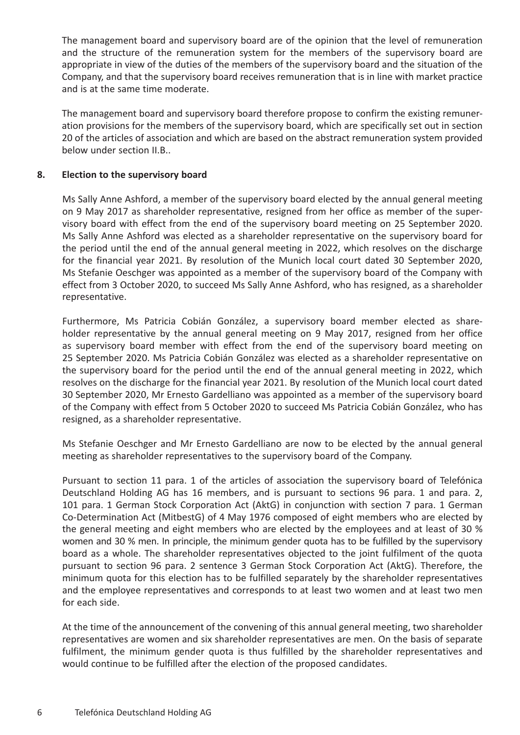The management board and supervisory board are of the opinion that the level of remuneration and the structure of the remuneration system for the members of the supervisory board are appropriate in view of the duties of the members of the supervisory board and the situation of the Company, and that the supervisory board receives remuneration that is in line with market practice and is at the same time moderate.

The management board and supervisory board therefore propose to confirm the existing remuneration provisions for the members of the supervisory board, which are specifically set out in section 20 of the articles of association and which are based on the abstract remuneration system provided below under section II.B..

## 8. Election to the supervisory board

Ms Sally Anne Ashford, a member of the supervisory board elected by the annual general meeting on 9 May 2017 as shareholder representative, resigned from her office as member of the supervisory board with effect from the end of the supervisory board meeting on 25 September 2020. Ms Sally Anne Ashford was elected as a shareholder representative on the supervisory board for the period until the end of the annual general meeting in 2022, which resolves on the discharge for the financial year 2021. By resolution of the Munich local court dated 30 September 2020, Ms Stefanie Oeschger was appointed as a member of the supervisory board of the Company with effect from 3 October 2020, to succeed Ms Sally Anne Ashford, who has resigned, as a shareholder representative.

Furthermore, Ms Patricia Cobián González, a supervisory board member elected as shareholder representative by the annual general meeting on 9 May 2017, resigned from her office as supervisory board member with effect from the end of the supervisory board meeting on 25 September 2020. Ms Patricia Cobián González was elected as a shareholder representative on the supervisory board for the period until the end of the annual general meeting in 2022, which resolves on the discharge for the financial year 2021. By resolution of the Munich local court dated 30 September 2020, Mr Ernesto Gardelliano was appointed as a member of the supervisory board of the Company with effect from 5 October 2020 to succeed Ms Patricia Cobián González, who has resigned, as a shareholder representative.

Ms Stefanie Oeschger and Mr Ernesto Gardelliano are now to be elected by the annual general meeting as shareholder representatives to the supervisory board of the Company.

Pursuant to section 11 para. 1 of the articles of association the supervisory board of Telefónica Deutschland Holding AG has 16 members, and is pursuant to sections 96 para. 1 and para. 2, 101 para. 1 German Stock Corporation Act (AktG) in conjunction with section 7 para. 1 German Co-Determination Act (MitbestG) of 4 May 1976 composed of eight members who are elected by the general meeting and eight members who are elected by the employees and at least of 30 % women and 30 % men. In principle, the minimum gender quota has to be fulfilled by the supervisory board as a whole. The shareholder representatives objected to the joint fulfilment of the quota pursuant to section 96 para. 2 sentence 3 German Stock Corporation Act (AktG). Therefore, the minimum quota for this election has to be fulfilled separately by the shareholder representatives and the employee representatives and corresponds to at least two women and at least two men for each side.

At the time of the announcement of the convening of this annual general meeting, two shareholder representatives are women and six shareholder representatives are men. On the basis of separate fulfilment, the minimum gender quota is thus fulfilled by the shareholder representatives and would continue to be fulfilled after the election of the proposed candidates.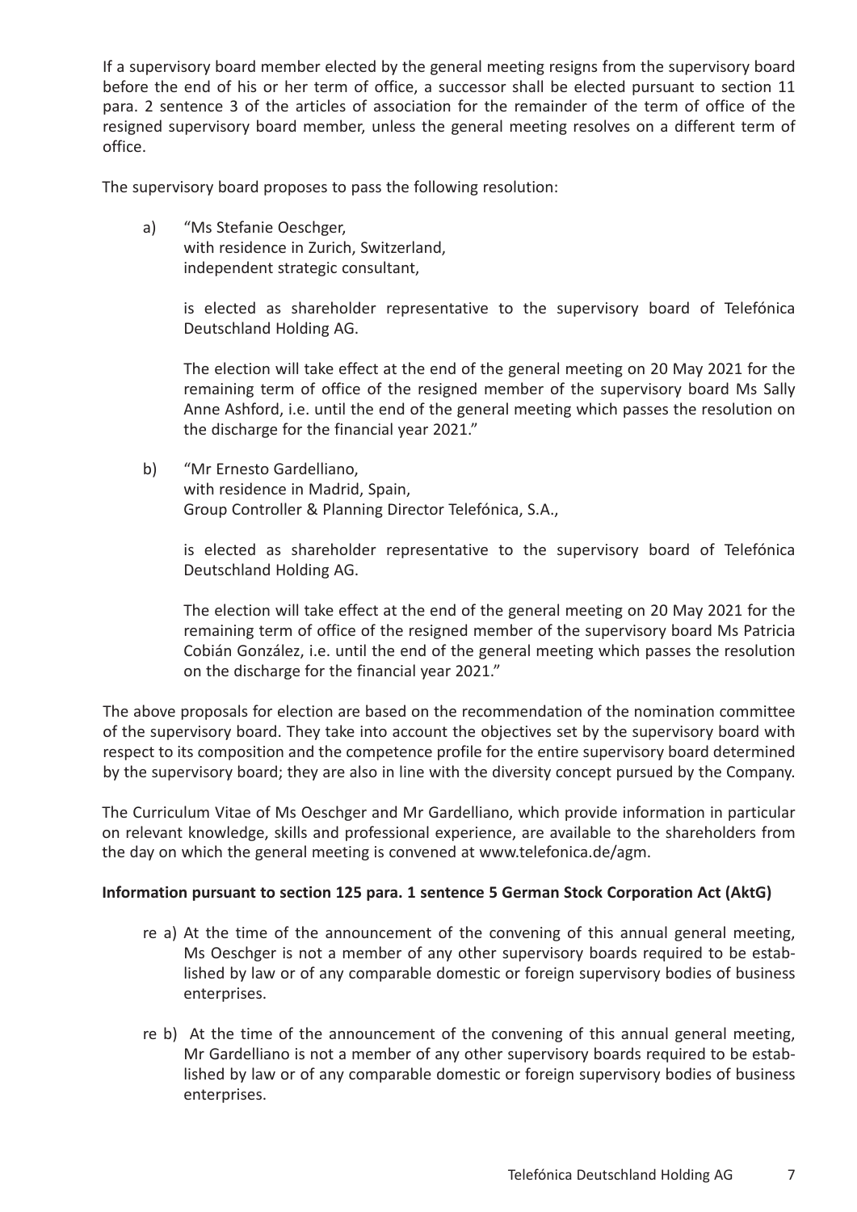If a supervisory board member elected by the general meeting resigns from the supervisory board before the end of his or her term of office, a successor shall be elected pursuant to section 11 para. 2 sentence 3 of the articles of association for the remainder of the term of office of the resigned supervisory board member, unless the general meeting resolves on a different term of office.

The supervisory board proposes to pass the following resolution:

a) "Ms Stefanie Oeschger,
   with residence in Zurich, Switzerland,
   independent strategic consultant,

   is elected as shareholder representative to the supervisory board of Telefónica Deutschland Holding AG.

   The election will take effect at the end of the general meeting on 20 May 2021 for the remaining term of office of the resigned member of the supervisory board Ms Sally Anne Ashford, i.e. until the end of the general meeting which passes the resolution on the discharge for the financial year 2021."

b) "Mr Ernesto Gardelliano,
   with residence in Madrid, Spain,
   Group Controller & Planning Director Telefónica, S.A.,

   is elected as shareholder representative to the supervisory board of Telefónica Deutschland Holding AG.

   The election will take effect at the end of the general meeting on 20 May 2021 for the remaining term of office of the resigned member of the supervisory board Ms Patricia Cobián González, i.e. until the end of the general meeting which passes the resolution on the discharge for the financial year 2021."

The above proposals for election are based on the recommendation of the nomination committee of the supervisory board. They take into account the objectives set by the supervisory board with respect to its composition and the competence profile for the entire supervisory board determined by the supervisory board; they are also in line with the diversity concept pursued by the Company.

The Curriculum Vitae of Ms Oeschger and Mr Gardelliano, which provide information in particular on relevant knowledge, skills and professional experience, are available to the shareholders from the day on which the general meeting is convened at www.telefonica.de/agm.

**Information pursuant to section 125 para. 1 sentence 5 German Stock Corporation Act (AktG)**

re a) At the time of the announcement of the convening of this annual general meeting, Ms Oeschger is not a member of any other supervisory boards required to be established by law or of any comparable domestic or foreign supervisory bodies of business enterprises.

re b) At the time of the announcement of the convening of this annual general meeting, Mr Gardelliano is not a member of any other supervisory boards required to be established by law or of any comparable domestic or foreign supervisory bodies of business enterprises.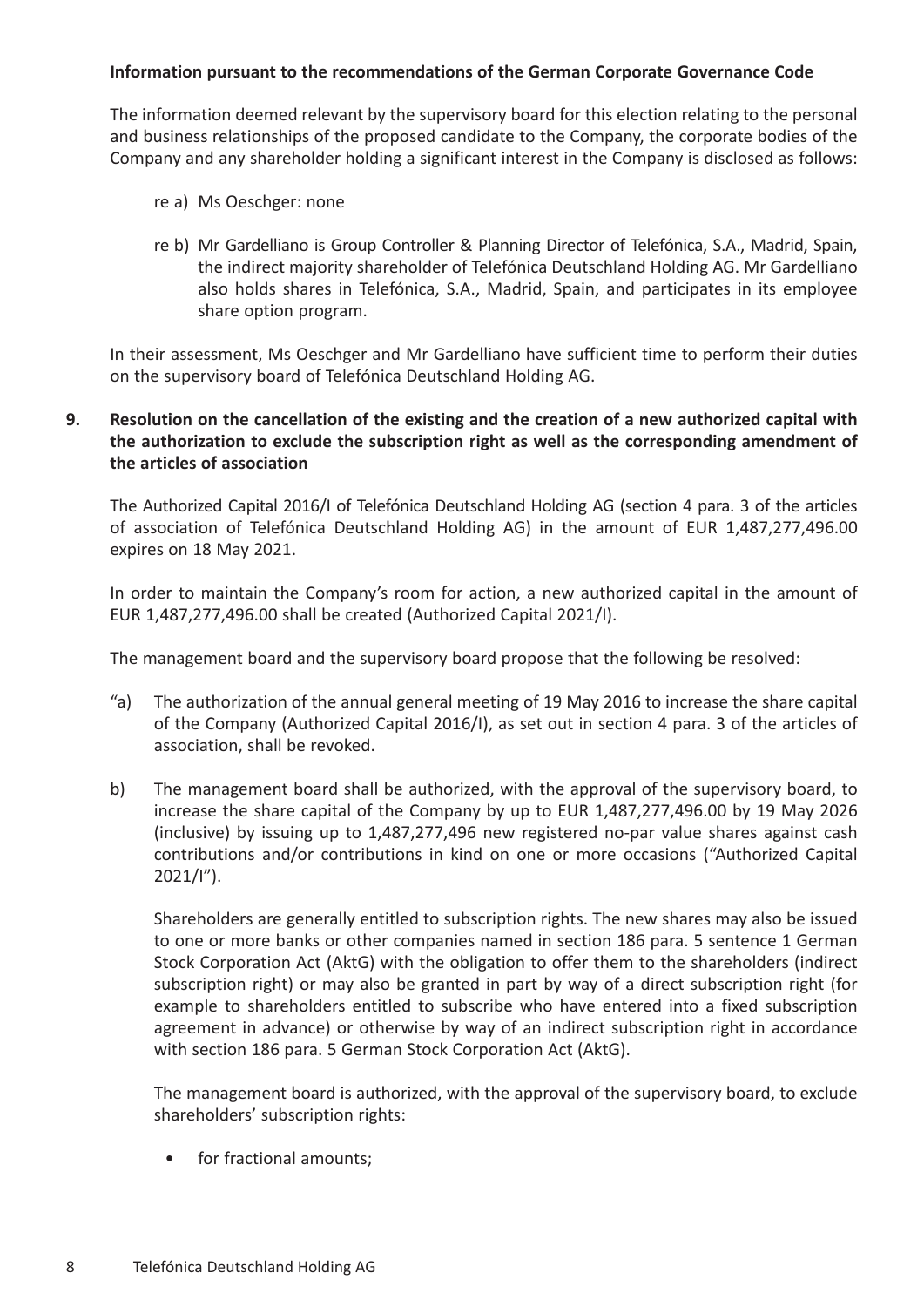**Information pursuant to the recommendations of the German Corporate Governance Code**

The information deemed relevant by the supervisory board for this election relating to the personal and business relationships of the proposed candidate to the Company, the corporate bodies of the Company and any shareholder holding a significant interest in the Company is disclosed as follows:

re a) Ms Oeschger: none

re b) Mr Gardelliano is Group Controller & Planning Director of Telefónica, S.A., Madrid, Spain, the indirect majority shareholder of Telefónica Deutschland Holding AG. Mr Gardelliano also holds shares in Telefónica, S.A., Madrid, Spain, and participates in its employee share option program.

In their assessment, Ms Oeschger and Mr Gardelliano have sufficient time to perform their duties on the supervisory board of Telefónica Deutschland Holding AG.

## 9. Resolution on the cancellation of the existing and the creation of a new authorized capital with the authorization to exclude the subscription right as well as the corresponding amendment of the articles of association

The Authorized Capital 2016/I of Telefónica Deutschland Holding AG (section 4 para. 3 of the articles of association of Telefónica Deutschland Holding AG) in the amount of EUR 1,487,277,496.00 expires on 18 May 2021.

In order to maintain the Company's room for action, a new authorized capital in the amount of EUR 1,487,277,496.00 shall be created (Authorized Capital 2021/I).

The management board and the supervisory board propose that the following be resolved:

"a) The authorization of the annual general meeting of 19 May 2016 to increase the share capital of the Company (Authorized Capital 2016/I), as set out in section 4 para. 3 of the articles of association, shall be revoked.

b) The management board shall be authorized, with the approval of the supervisory board, to increase the share capital of the Company by up to EUR 1,487,277,496.00 by 19 May 2026 (inclusive) by issuing up to 1,487,277,496 new registered no-par value shares against cash contributions and/or contributions in kind on one or more occasions ("Authorized Capital 2021/I").

Shareholders are generally entitled to subscription rights. The new shares may also be issued to one or more banks or other companies named in section 186 para. 5 sentence 1 German Stock Corporation Act (AktG) with the obligation to offer them to the shareholders (indirect subscription right) or may also be granted in part by way of a direct subscription right (for example to shareholders entitled to subscribe who have entered into a fixed subscription agreement in advance) or otherwise by way of an indirect subscription right in accordance with section 186 para. 5 German Stock Corporation Act (AktG).

The management board is authorized, with the approval of the supervisory board, to exclude shareholders' subscription rights:

- for fractional amounts;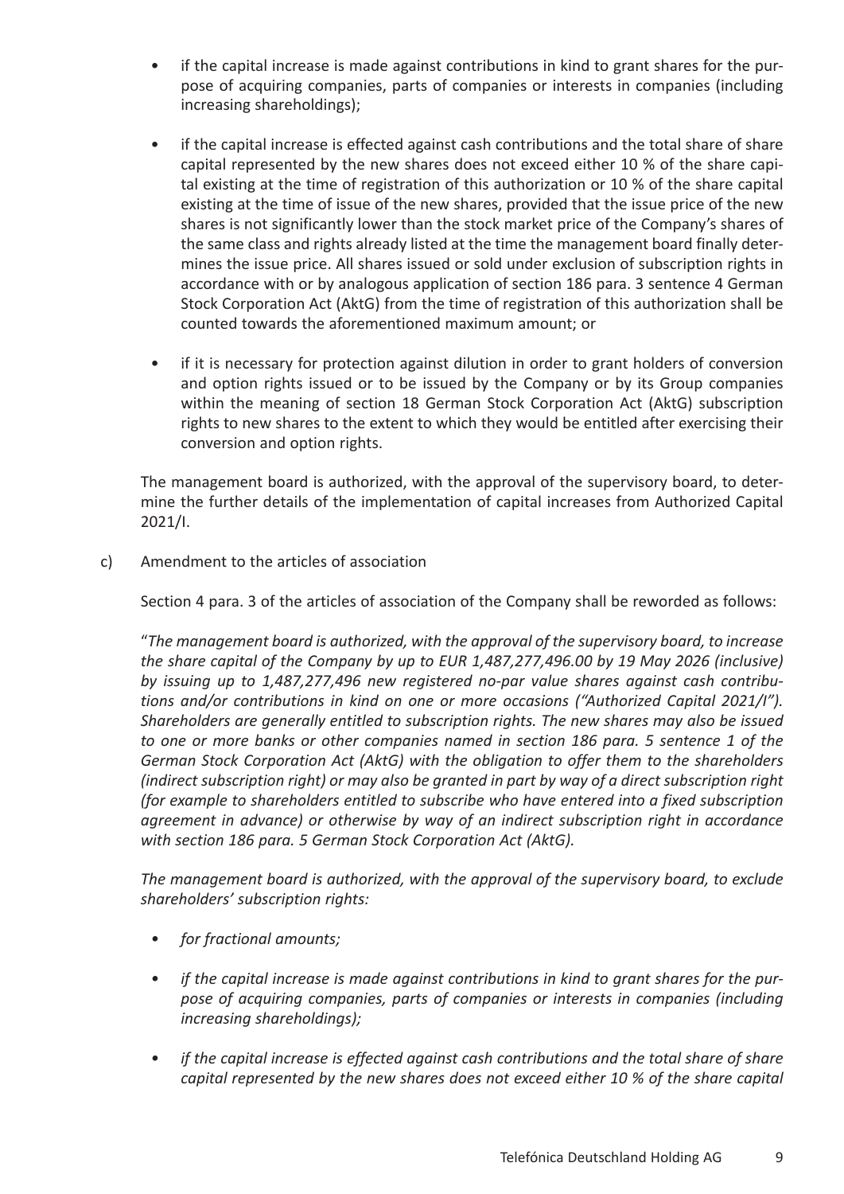- if the capital increase is made against contributions in kind to grant shares for the purpose of acquiring companies, parts of companies or interests in companies (including increasing shareholdings);

- if the capital increase is effected against cash contributions and the total share of share capital represented by the new shares does not exceed either 10 % of the share capital existing at the time of registration of this authorization or 10 % of the share capital existing at the time of issue of the new shares, provided that the issue price of the new shares is not significantly lower than the stock market price of the Company's shares of the same class and rights already listed at the time the management board finally determines the issue price. All shares issued or sold under exclusion of subscription rights in accordance with or by analogous application of section 186 para. 3 sentence 4 German Stock Corporation Act (AktG) from the time of registration of this authorization shall be counted towards the aforementioned maximum amount; or

- if it is necessary for protection against dilution in order to grant holders of conversion and option rights issued or to be issued by the Company or by its Group companies within the meaning of section 18 German Stock Corporation Act (AktG) subscription rights to new shares to the extent to which they would be entitled after exercising their conversion and option rights.

The management board is authorized, with the approval of the supervisory board, to determine the further details of the implementation of capital increases from Authorized Capital 2021/I.

c) Amendment to the articles of association

Section 4 para. 3 of the articles of association of the Company shall be reworded as follows:

"*The management board is authorized, with the approval of the supervisory board, to increase the share capital of the Company by up to EUR 1,487,277,496.00 by 19 May 2026 (inclusive) by issuing up to 1,487,277,496 new registered no-par value shares against cash contributions and/or contributions in kind on one or more occasions ("Authorized Capital 2021/I"). Shareholders are generally entitled to subscription rights. The new shares may also be issued to one or more banks or other companies named in section 186 para. 5 sentence 1 of the German Stock Corporation Act (AktG) with the obligation to offer them to the shareholders (indirect subscription right) or may also be granted in part by way of a direct subscription right (for example to shareholders entitled to subscribe who have entered into a fixed subscription agreement in advance) or otherwise by way of an indirect subscription right in accordance with section 186 para. 5 German Stock Corporation Act (AktG).*

*The management board is authorized, with the approval of the supervisory board, to exclude shareholders' subscription rights:*

- *for fractional amounts;*

- *if the capital increase is made against contributions in kind to grant shares for the purpose of acquiring companies, parts of companies or interests in companies (including increasing shareholdings);*

- *if the capital increase is effected against cash contributions and the total share of share capital represented by the new shares does not exceed either 10 % of the share capital*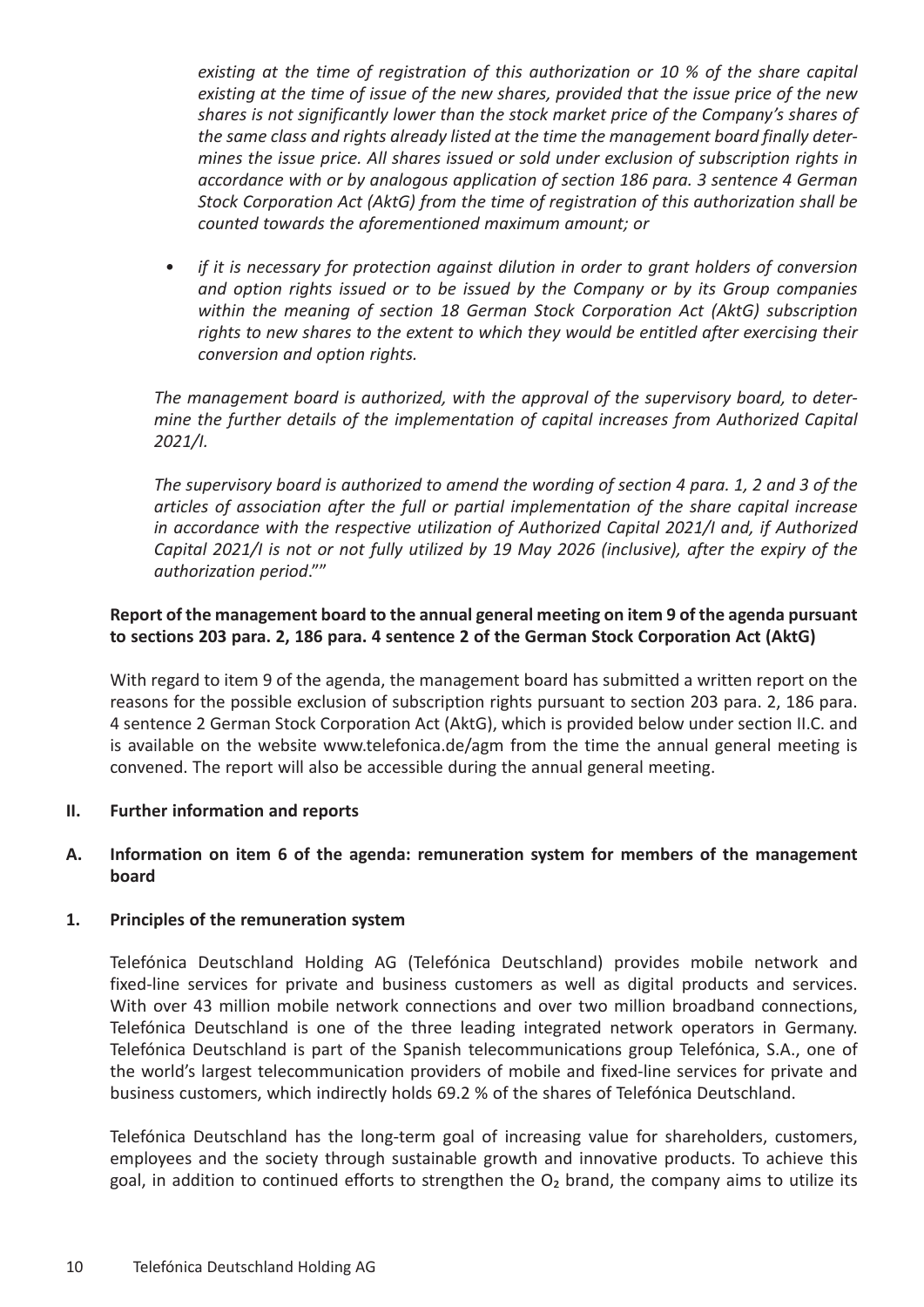*existing at the time of registration of this authorization or 10 % of the share capital existing at the time of issue of the new shares, provided that the issue price of the new shares is not significantly lower than the stock market price of the Company's shares of the same class and rights already listed at the time the management board finally determines the issue price. All shares issued or sold under exclusion of subscription rights in accordance with or by analogous application of section 186 para. 3 sentence 4 German Stock Corporation Act (AktG) from the time of registration of this authorization shall be counted towards the aforementioned maximum amount; or*

- *if it is necessary for protection against dilution in order to grant holders of conversion and option rights issued or to be issued by the Company or by its Group companies within the meaning of section 18 German Stock Corporation Act (AktG) subscription rights to new shares to the extent to which they would be entitled after exercising their conversion and option rights.*

*The management board is authorized, with the approval of the supervisory board, to determine the further details of the implementation of capital increases from Authorized Capital 2021/I.*

*The supervisory board is authorized to amend the wording of section 4 para. 1, 2 and 3 of the articles of association after the full or partial implementation of the share capital increase in accordance with the respective utilization of Authorized Capital 2021/I and, if Authorized Capital 2021/I is not or not fully utilized by 19 May 2026 (inclusive), after the expiry of the authorization period*.""

**Report of the management board to the annual general meeting on item 9 of the agenda pursuant to sections 203 para. 2, 186 para. 4 sentence 2 of the German Stock Corporation Act (AktG)**

With regard to item 9 of the agenda, the management board has submitted a written report on the reasons for the possible exclusion of subscription rights pursuant to section 203 para. 2, 186 para. 4 sentence 2 German Stock Corporation Act (AktG), which is provided below under section II.C. and is available on the website www.telefonica.de/agm from the time the annual general meeting is convened. The report will also be accessible during the annual general meeting.

## II. Further information and reports

### A. Information on item 6 of the agenda: remuneration system for members of the management board

#### 1. Principles of the remuneration system

Telefónica Deutschland Holding AG (Telefónica Deutschland) provides mobile network and fixed-line services for private and business customers as well as digital products and services. With over 43 million mobile network connections and over two million broadband connections, Telefónica Deutschland is one of the three leading integrated network operators in Germany. Telefónica Deutschland is part of the Spanish telecommunications group Telefónica, S.A., one of the world's largest telecommunication providers of mobile and fixed-line services for private and business customers, which indirectly holds 69.2 % of the shares of Telefónica Deutschland.

Telefónica Deutschland has the long-term goal of increasing value for shareholders, customers, employees and the society through sustainable growth and innovative products. To achieve this goal, in addition to continued efforts to strengthen the $O_2$ brand, the company aims to utilize its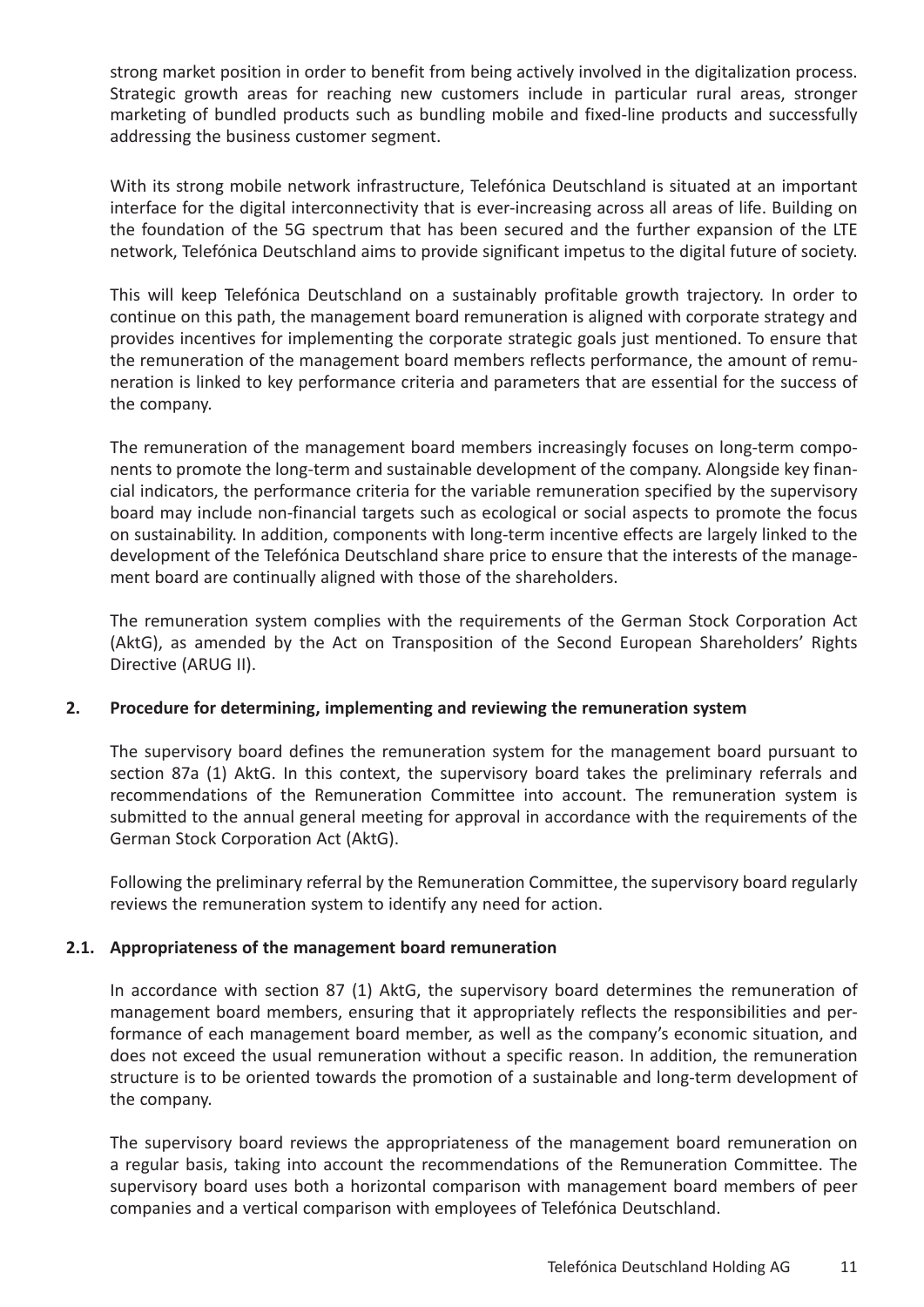strong market position in order to benefit from being actively involved in the digitalization process. Strategic growth areas for reaching new customers include in particular rural areas, stronger marketing of bundled products such as bundling mobile and fixed-line products and successfully addressing the business customer segment.

With its strong mobile network infrastructure, Telefónica Deutschland is situated at an important interface for the digital interconnectivity that is ever-increasing across all areas of life. Building on the foundation of the 5G spectrum that has been secured and the further expansion of the LTE network, Telefónica Deutschland aims to provide significant impetus to the digital future of society.

This will keep Telefónica Deutschland on a sustainably profitable growth trajectory. In order to continue on this path, the management board remuneration is aligned with corporate strategy and provides incentives for implementing the corporate strategic goals just mentioned. To ensure that the remuneration of the management board members reflects performance, the amount of remuneration is linked to key performance criteria and parameters that are essential for the success of the company.

The remuneration of the management board members increasingly focuses on long-term components to promote the long-term and sustainable development of the company. Alongside key financial indicators, the performance criteria for the variable remuneration specified by the supervisory board may include non-financial targets such as ecological or social aspects to promote the focus on sustainability. In addition, components with long-term incentive effects are largely linked to the development of the Telefónica Deutschland share price to ensure that the interests of the management board are continually aligned with those of the shareholders.

The remuneration system complies with the requirements of the German Stock Corporation Act (AktG), as amended by the Act on Transposition of the Second European Shareholders' Rights Directive (ARUG II).

## 2. Procedure for determining, implementing and reviewing the remuneration system

The supervisory board defines the remuneration system for the management board pursuant to section 87a (1) AktG. In this context, the supervisory board takes the preliminary referrals and recommendations of the Remuneration Committee into account. The remuneration system is submitted to the annual general meeting for approval in accordance with the requirements of the German Stock Corporation Act (AktG).

Following the preliminary referral by the Remuneration Committee, the supervisory board regularly reviews the remuneration system to identify any need for action.

### 2.1. Appropriateness of the management board remuneration

In accordance with section 87 (1) AktG, the supervisory board determines the remuneration of management board members, ensuring that it appropriately reflects the responsibilities and performance of each management board member, as well as the company's economic situation, and does not exceed the usual remuneration without a specific reason. In addition, the remuneration structure is to be oriented towards the promotion of a sustainable and long-term development of the company.

The supervisory board reviews the appropriateness of the management board remuneration on a regular basis, taking into account the recommendations of the Remuneration Committee. The supervisory board uses both a horizontal comparison with management board members of peer companies and a vertical comparison with employees of Telefónica Deutschland.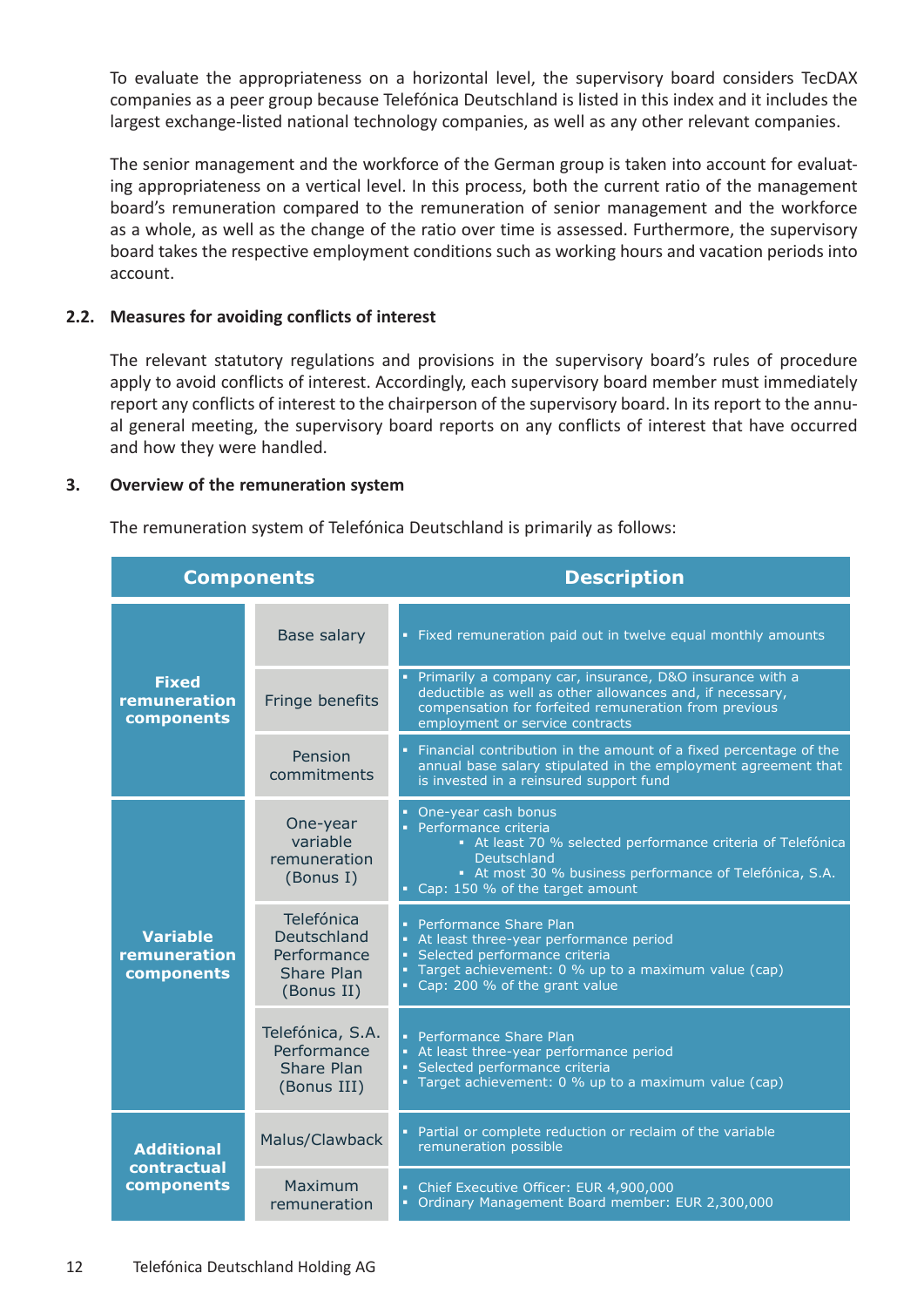To evaluate the appropriateness on a horizontal level, the supervisory board considers TecDAX companies as a peer group because Telefónica Deutschland is listed in this index and it includes the largest exchange-listed national technology companies, as well as any other relevant companies.

The senior management and the workforce of the German group is taken into account for evaluating appropriateness on a vertical level. In this process, both the current ratio of the management board's remuneration compared to the remuneration of senior management and the workforce as a whole, as well as the change of the ratio over time is assessed. Furthermore, the supervisory board takes the respective employment conditions such as working hours and vacation periods into account.

### 2.2. Measures for avoiding conflicts of interest

The relevant statutory regulations and provisions in the supervisory board's rules of procedure apply to avoid conflicts of interest. Accordingly, each supervisory board member must immediately report any conflicts of interest to the chairperson of the supervisory board. In its report to the annual general meeting, the supervisory board reports on any conflicts of interest that have occurred and how they were handled.

## 3. Overview of the remuneration system

The remuneration system of Telefónica Deutschland is primarily as follows:

| Components | | Description |
|---|---|---|
| **Fixed remuneration components** | Base salary | ▪ Fixed remuneration paid out in twelve equal monthly amounts |
| | Fringe benefits | ▪ Primarily a company car, insurance, D&O insurance with a deductible as well as other allowances and, if necessary, compensation for forfeited remuneration from previous employment or service contracts |
| | Pension commitments | ▪ Financial contribution in the amount of a fixed percentage of the annual base salary stipulated in the employment agreement that is invested in a reinsured support fund |
| **Variable remuneration components** | One-year variable remuneration (Bonus I) | ▪ One-year cash bonus<br>▪ Performance criteria<br>  ▪ At least 70 % selected performance criteria of Telefónica Deutschland<br>  ▪ At most 30 % business performance of Telefónica, S.A.<br>▪ Cap: 150 % of the target amount |
| | Telefónica Deutschland Performance Share Plan (Bonus II) | ▪ Performance Share Plan<br>▪ At least three-year performance period<br>▪ Selected performance criteria<br>▪ Target achievement: 0 % up to a maximum value (cap)<br>▪ Cap: 200 % of the grant value |
| | Telefónica, S.A. Performance Share Plan (Bonus III) | ▪ Performance Share Plan<br>▪ At least three-year performance period<br>▪ Selected performance criteria<br>▪ Target achievement: 0 % up to a maximum value (cap) |
| **Additional contractual components** | Malus/Clawback | ▪ Partial or complete reduction or reclaim of the variable remuneration possible |
| | Maximum remuneration | ▪ Chief Executive Officer: EUR 4,900,000<br>▪ Ordinary Management Board member: EUR 2,300,000 |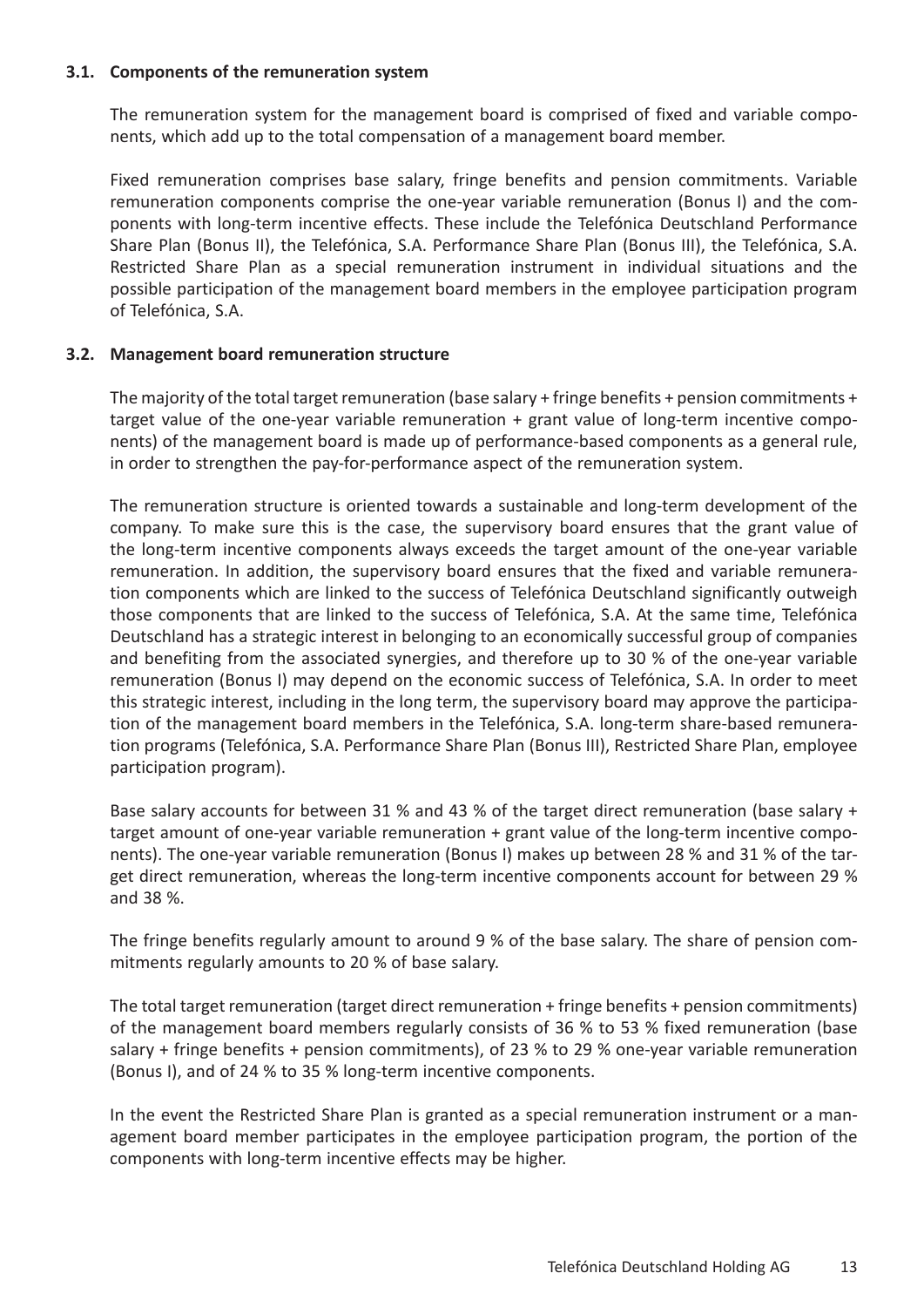### 3.1. Components of the remuneration system

The remuneration system for the management board is comprised of fixed and variable components, which add up to the total compensation of a management board member.

Fixed remuneration comprises base salary, fringe benefits and pension commitments. Variable remuneration components comprise the one-year variable remuneration (Bonus I) and the components with long-term incentive effects. These include the Telefónica Deutschland Performance Share Plan (Bonus II), the Telefónica, S.A. Performance Share Plan (Bonus III), the Telefónica, S.A. Restricted Share Plan as a special remuneration instrument in individual situations and the possible participation of the management board members in the employee participation program of Telefónica, S.A.

### 3.2. Management board remuneration structure

The majority of the total target remuneration (base salary + fringe benefits + pension commitments + target value of the one-year variable remuneration + grant value of long-term incentive components) of the management board is made up of performance-based components as a general rule, in order to strengthen the pay-for-performance aspect of the remuneration system.

The remuneration structure is oriented towards a sustainable and long-term development of the company. To make sure this is the case, the supervisory board ensures that the grant value of the long-term incentive components always exceeds the target amount of the one-year variable remuneration. In addition, the supervisory board ensures that the fixed and variable remuneration components which are linked to the success of Telefónica Deutschland significantly outweigh those components that are linked to the success of Telefónica, S.A. At the same time, Telefónica Deutschland has a strategic interest in belonging to an economically successful group of companies and benefiting from the associated synergies, and therefore up to 30 % of the one-year variable remuneration (Bonus I) may depend on the economic success of Telefónica, S.A. In order to meet this strategic interest, including in the long term, the supervisory board may approve the participation of the management board members in the Telefónica, S.A. long-term share-based remuneration programs (Telefónica, S.A. Performance Share Plan (Bonus III), Restricted Share Plan, employee participation program).

Base salary accounts for between 31 % and 43 % of the target direct remuneration (base salary + target amount of one-year variable remuneration + grant value of the long-term incentive components). The one-year variable remuneration (Bonus I) makes up between 28 % and 31 % of the target direct remuneration, whereas the long-term incentive components account for between 29 % and 38 %.

The fringe benefits regularly amount to around 9 % of the base salary. The share of pension commitments regularly amounts to 20 % of base salary.

The total target remuneration (target direct remuneration + fringe benefits + pension commitments) of the management board members regularly consists of 36 % to 53 % fixed remuneration (base salary + fringe benefits + pension commitments), of 23 % to 29 % one-year variable remuneration (Bonus I), and of 24 % to 35 % long-term incentive components.

In the event the Restricted Share Plan is granted as a special remuneration instrument or a management board member participates in the employee participation program, the portion of the components with long-term incentive effects may be higher.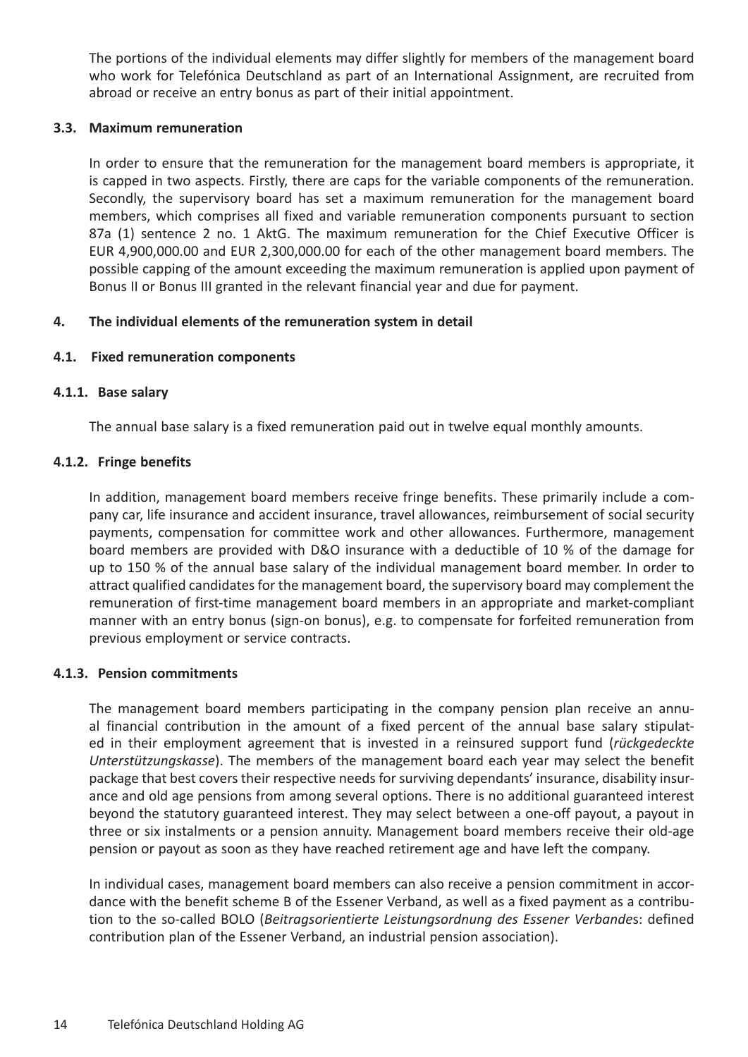The portions of the individual elements may differ slightly for members of the management board who work for Telefónica Deutschland as part of an International Assignment, are recruited from abroad or receive an entry bonus as part of their initial appointment.

### 3.3. Maximum remuneration

In order to ensure that the remuneration for the management board members is appropriate, it is capped in two aspects. Firstly, there are caps for the variable components of the remuneration. Secondly, the supervisory board has set a maximum remuneration for the management board members, which comprises all fixed and variable remuneration components pursuant to section 87a (1) sentence 2 no. 1 AktG. The maximum remuneration for the Chief Executive Officer is EUR 4,900,000.00 and EUR 2,300,000.00 for each of the other management board members. The possible capping of the amount exceeding the maximum remuneration is applied upon payment of Bonus II or Bonus III granted in the relevant financial year and due for payment.

## 4. The individual elements of the remuneration system in detail

### 4.1. Fixed remuneration components

#### 4.1.1. Base salary

The annual base salary is a fixed remuneration paid out in twelve equal monthly amounts.

#### 4.1.2. Fringe benefits

In addition, management board members receive fringe benefits. These primarily include a company car, life insurance and accident insurance, travel allowances, reimbursement of social security payments, compensation for committee work and other allowances. Furthermore, management board members are provided with D&O insurance with a deductible of 10 % of the damage for up to 150 % of the annual base salary of the individual management board member. In order to attract qualified candidates for the management board, the supervisory board may complement the remuneration of first-time management board members in an appropriate and market-compliant manner with an entry bonus (sign-on bonus), e.g. to compensate for forfeited remuneration from previous employment or service contracts.

#### 4.1.3. Pension commitments

The management board members participating in the company pension plan receive an annual financial contribution in the amount of a fixed percent of the annual base salary stipulated in their employment agreement that is invested in a reinsured support fund (*rückgedeckte Unterstützungskasse*). The members of the management board each year may select the benefit package that best covers their respective needs for surviving dependants' insurance, disability insurance and old age pensions from among several options. There is no additional guaranteed interest beyond the statutory guaranteed interest. They may select between a one-off payout, a payout in three or six instalments or a pension annuity. Management board members receive their old-age pension or payout as soon as they have reached retirement age and have left the company.

In individual cases, management board members can also receive a pension commitment in accordance with the benefit scheme B of the Essener Verband, as well as a fixed payment as a contribution to the so-called BOLO (*Beitragsorientierte Leistungsordnung des Essener Verbande*s: defined contribution plan of the Essener Verband, an industrial pension association).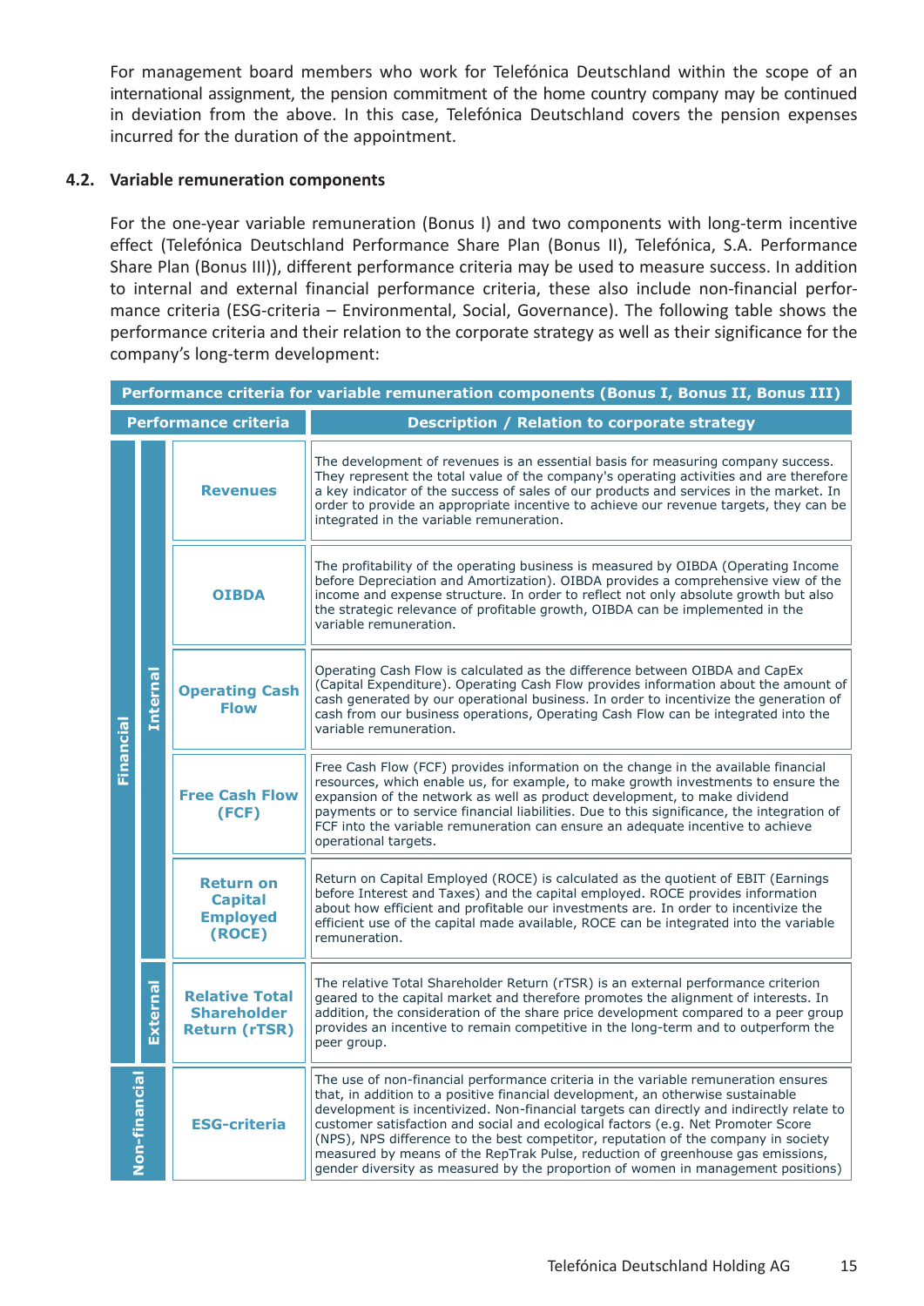For management board members who work for Telefónica Deutschland within the scope of an international assignment, the pension commitment of the home country company may be continued in deviation from the above. In this case, Telefónica Deutschland covers the pension expenses incurred for the duration of the appointment.

### 4.2. Variable remuneration components

For the one-year variable remuneration (Bonus I) and two components with long-term incentive effect (Telefónica Deutschland Performance Share Plan (Bonus II), Telefónica, S.A. Performance Share Plan (Bonus III)), different performance criteria may be used to measure success. In addition to internal and external financial performance criteria, these also include non-financial performance criteria (ESG-criteria – Environmental, Social, Governance). The following table shows the performance criteria and their relation to the corporate strategy as well as their significance for the company's long-term development:

**Performance criteria for variable remuneration components (Bonus I, Bonus II, Bonus III)**

| Performance criteria | | | Description / Relation to corporate strategy |
|---|---|---|---|
| Financial | Internal | **Revenues** | The development of revenues is an essential basis for measuring company success. They represent the total value of the company's operating activities and are therefore a key indicator of the success of sales of our products and services in the market. In order to provide an appropriate incentive to achieve our revenue targets, they can be integrated in the variable remuneration. |
| | | **OIBDA** | The profitability of the operating business is measured by OIBDA (Operating Income before Depreciation and Amortization). OIBDA provides a comprehensive view of the income and expense structure. In order to reflect not only absolute growth but also the strategic relevance of profitable growth, OIBDA can be implemented in the variable remuneration. |
| | | **Operating Cash Flow** | Operating Cash Flow is calculated as the difference between OIBDA and CapEx (Capital Expenditure). Operating Cash Flow provides information about the amount of cash generated by our operational business. In order to incentivize the generation of cash from our business operations, Operating Cash Flow can be integrated into the variable remuneration. |
| | | **Free Cash Flow (FCF)** | Free Cash Flow (FCF) provides information on the change in the available financial resources, which enable us, for example, to make growth investments to ensure the expansion of the network as well as product development, to make dividend payments or to service financial liabilities. Due to this significance, the integration of FCF into the variable remuneration can ensure an adequate incentive to achieve operational targets. |
| | | **Return on Capital Employed (ROCE)** | Return on Capital Employed (ROCE) is calculated as the quotient of EBIT (Earnings before Interest and Taxes) and the capital employed. ROCE provides information about how efficient and profitable our investments are. In order to incentivize the efficient use of the capital made available, ROCE can be integrated into the variable remuneration. |
| | External | **Relative Total Shareholder Return (rTSR)** | The relative Total Shareholder Return (rTSR) is an external performance criterion geared to the capital market and therefore promotes the alignment of interests. In addition, the consideration of the share price development compared to a peer group provides an incentive to remain competitive in the long-term and to outperform the peer group. |
| Non-financial | | **ESG-criteria** | The use of non-financial performance criteria in the variable remuneration ensures that, in addition to a positive financial development, an otherwise sustainable development is incentivized. Non-financial targets can directly and indirectly relate to customer satisfaction and social and ecological factors (e.g. Net Promoter Score (NPS), NPS difference to the best competitor, reputation of the company in society measured by means of the RepTrak Pulse, reduction of greenhouse gas emissions, gender diversity as measured by the proportion of women in management positions) |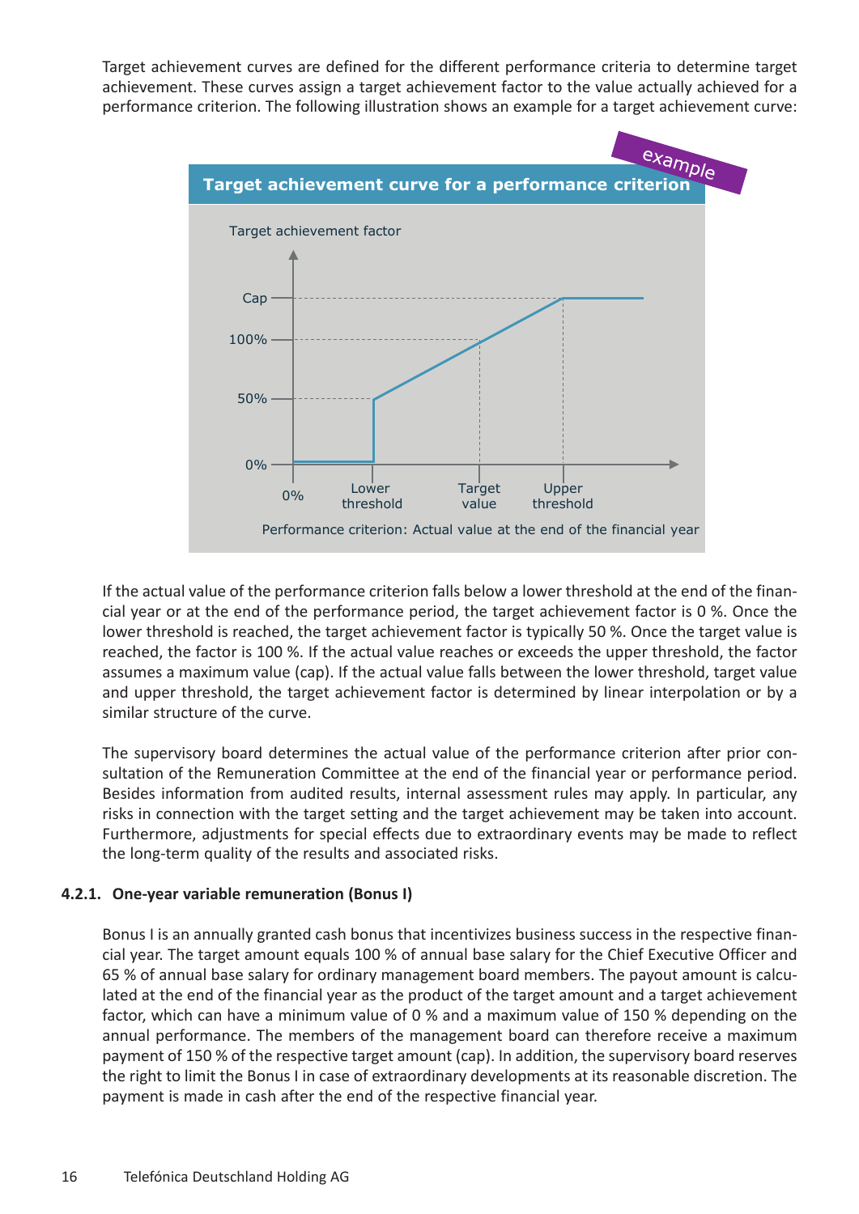Target achievement curves are defined for the different performance criteria to determine target achievement. These curves assign a target achievement factor to the value actually achieved for a performance criterion. The following illustration shows an example for a target achievement curve:

**Target achievement curve for a performance criterion** *(example)*

Target achievement factor

Cap

100%

50%

0%

0% | Lower threshold | Target value | Upper threshold

Performance criterion: Actual value at the end of the financial year

If the actual value of the performance criterion falls below a lower threshold at the end of the financial year or at the end of the performance period, the target achievement factor is 0 %. Once the lower threshold is reached, the target achievement factor is typically 50 %. Once the target value is reached, the factor is 100 %. If the actual value reaches or exceeds the upper threshold, the factor assumes a maximum value (cap). If the actual value falls between the lower threshold, target value and upper threshold, the target achievement factor is determined by linear interpolation or by a similar structure of the curve.

The supervisory board determines the actual value of the performance criterion after prior consultation of the Remuneration Committee at the end of the financial year or performance period. Besides information from audited results, internal assessment rules may apply. In particular, any risks in connection with the target setting and the target achievement may be taken into account. Furthermore, adjustments for special effects due to extraordinary events may be made to reflect the long-term quality of the results and associated risks.

#### 4.2.1. One-year variable remuneration (Bonus I)

Bonus I is an annually granted cash bonus that incentivizes business success in the respective financial year. The target amount equals 100 % of annual base salary for the Chief Executive Officer and 65 % of annual base salary for ordinary management board members. The payout amount is calculated at the end of the financial year as the product of the target amount and a target achievement factor, which can have a minimum value of 0 % and a maximum value of 150 % depending on the annual performance. The members of the management board can therefore receive a maximum payment of 150 % of the respective target amount (cap). In addition, the supervisory board reserves the right to limit the Bonus I in case of extraordinary developments at its reasonable discretion. The payment is made in cash after the end of the respective financial year.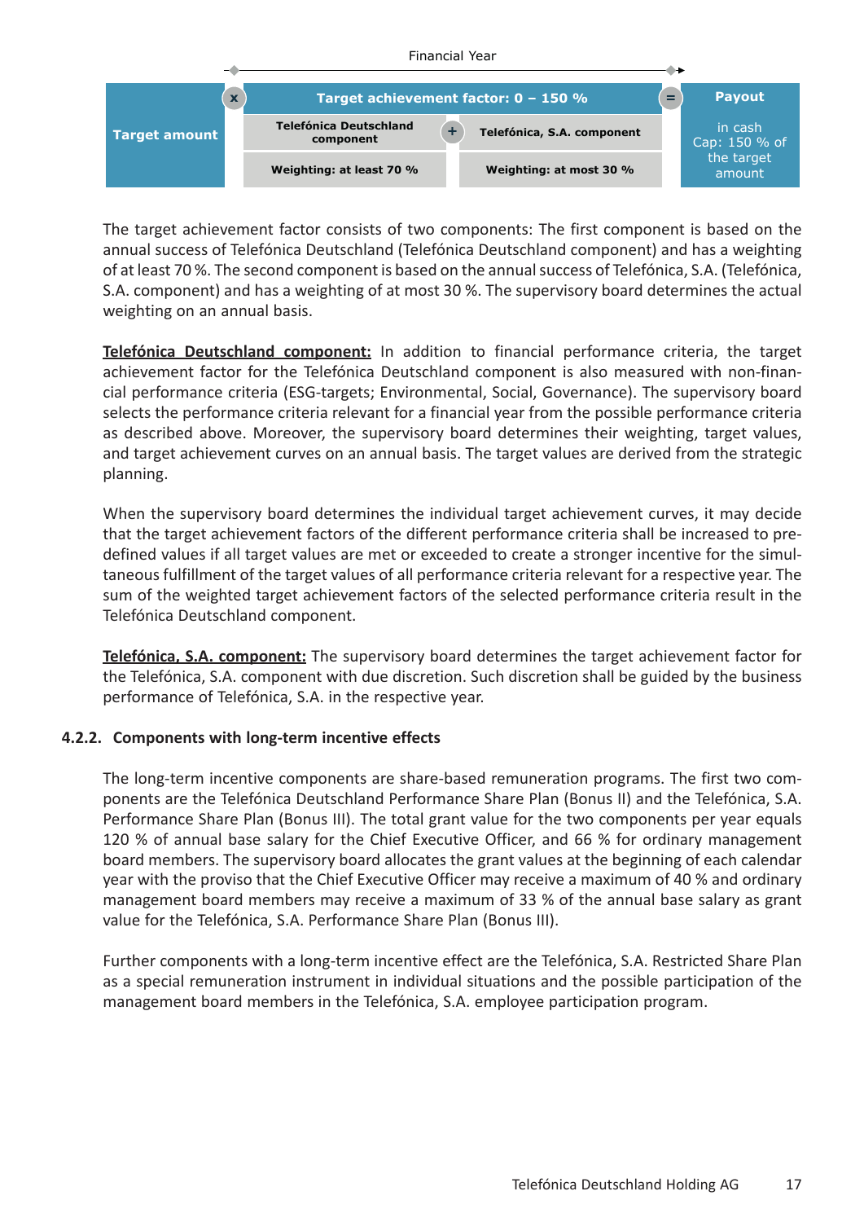Financial Year

| Target amount | × | Target achievement factor: 0 – 150 % | | | = | Payout |
|---|---|---|---|---|---|---|
| | | Telefónica Deutschland component | + | Telefónica, S.A. component | | in cash Cap: 150 % of the target amount |
| | | Weighting: at least 70 % | | Weighting: at most 30 % | | |

The target achievement factor consists of two components: The first component is based on the annual success of Telefónica Deutschland (Telefónica Deutschland component) and has a weighting of at least 70 %. The second component is based on the annual success of Telefónica, S.A. (Telefónica, S.A. component) and has a weighting of at most 30 %. The supervisory board determines the actual weighting on an annual basis.

**Telefónica Deutschland component:** In addition to financial performance criteria, the target achievement factor for the Telefónica Deutschland component is also measured with non-financial performance criteria (ESG-targets; Environmental, Social, Governance). The supervisory board selects the performance criteria relevant for a financial year from the possible performance criteria as described above. Moreover, the supervisory board determines their weighting, target values, and target achievement curves on an annual basis. The target values are derived from the strategic planning.

When the supervisory board determines the individual target achievement curves, it may decide that the target achievement factors of the different performance criteria shall be increased to predefined values if all target values are met or exceeded to create a stronger incentive for the simultaneous fulfillment of the target values of all performance criteria relevant for a respective year. The sum of the weighted target achievement factors of the selected performance criteria result in the Telefónica Deutschland component.

**Telefónica, S.A. component:** The supervisory board determines the target achievement factor for the Telefónica, S.A. component with due discretion. Such discretion shall be guided by the business performance of Telefónica, S.A. in the respective year.

#### 4.2.2. Components with long-term incentive effects

The long-term incentive components are share-based remuneration programs. The first two components are the Telefónica Deutschland Performance Share Plan (Bonus II) and the Telefónica, S.A. Performance Share Plan (Bonus III). The total grant value for the two components per year equals 120 % of annual base salary for the Chief Executive Officer, and 66 % for ordinary management board members. The supervisory board allocates the grant values at the beginning of each calendar year with the proviso that the Chief Executive Officer may receive a maximum of 40 % and ordinary management board members may receive a maximum of 33 % of the annual base salary as grant value for the Telefónica, S.A. Performance Share Plan (Bonus III).

Further components with a long-term incentive effect are the Telefónica, S.A. Restricted Share Plan as a special remuneration instrument in individual situations and the possible participation of the management board members in the Telefónica, S.A. employee participation program.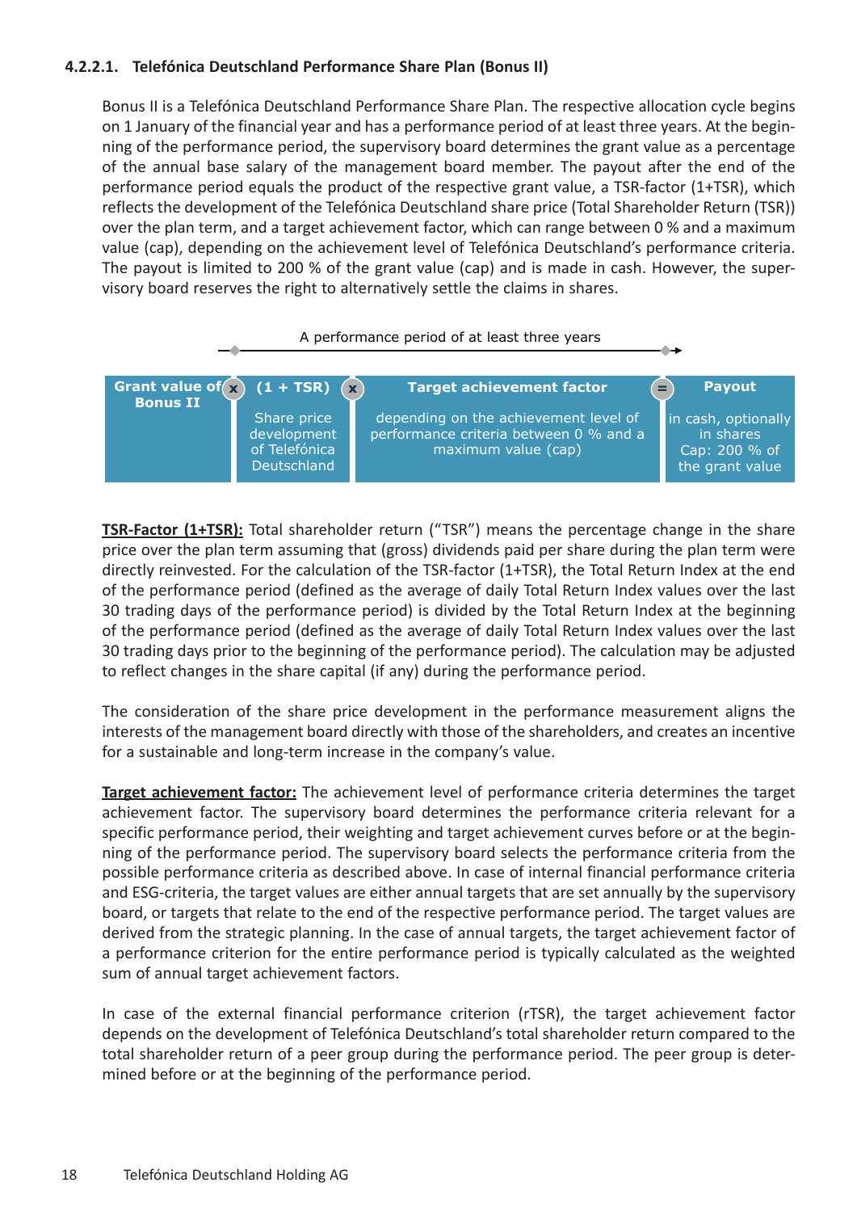#### 4.2.2.1. Telefónica Deutschland Performance Share Plan (Bonus II)

Bonus II is a Telefónica Deutschland Performance Share Plan. The respective allocation cycle begins on 1 January of the financial year and has a performance period of at least three years. At the beginning of the performance period, the supervisory board determines the grant value as a percentage of the annual base salary of the management board member. The payout after the end of the performance period equals the product of the respective grant value, a TSR-factor (1+TSR), which reflects the development of the Telefónica Deutschland share price (Total Shareholder Return (TSR)) over the plan term, and a target achievement factor, which can range between 0 % and a maximum value (cap), depending on the achievement level of Telefónica Deutschland's performance criteria. The payout is limited to 200 % of the grant value (cap) and is made in cash. However, the supervisory board reserves the right to alternatively settle the claims in shares.

A performance period of at least three years

| Grant value of Bonus II | × | (1 + TSR) | × | Target achievement factor | = | Payout |
|---|---|---|---|---|---|---|
| | | Share price development of Telefónica Deutschland | | depending on the achievement level of performance criteria between 0 % and a maximum value (cap) | | in cash, optionally in shares Cap: 200 % of the grant value |

**TSR-Factor (1+TSR):** Total shareholder return ("TSR") means the percentage change in the share price over the plan term assuming that (gross) dividends paid per share during the plan term were directly reinvested. For the calculation of the TSR-factor (1+TSR), the Total Return Index at the end of the performance period (defined as the average of daily Total Return Index values over the last 30 trading days of the performance period) is divided by the Total Return Index at the beginning of the performance period (defined as the average of daily Total Return Index values over the last 30 trading days prior to the beginning of the performance period). The calculation may be adjusted to reflect changes in the share capital (if any) during the performance period.

The consideration of the share price development in the performance measurement aligns the interests of the management board directly with those of the shareholders, and creates an incentive for a sustainable and long-term increase in the company's value.

**Target achievement factor:** The achievement level of performance criteria determines the target achievement factor. The supervisory board determines the performance criteria relevant for a specific performance period, their weighting and target achievement curves before or at the beginning of the performance period. The supervisory board selects the performance criteria from the possible performance criteria as described above. In case of internal financial performance criteria and ESG-criteria, the target values are either annual targets that are set annually by the supervisory board, or targets that relate to the end of the respective performance period. The target values are derived from the strategic planning. In the case of annual targets, the target achievement factor of a performance criterion for the entire performance period is typically calculated as the weighted sum of annual target achievement factors.

In case of the external financial performance criterion (rTSR), the target achievement factor depends on the development of Telefónica Deutschland's total shareholder return compared to the total shareholder return of a peer group during the performance period. The peer group is determined before or at the beginning of the performance period.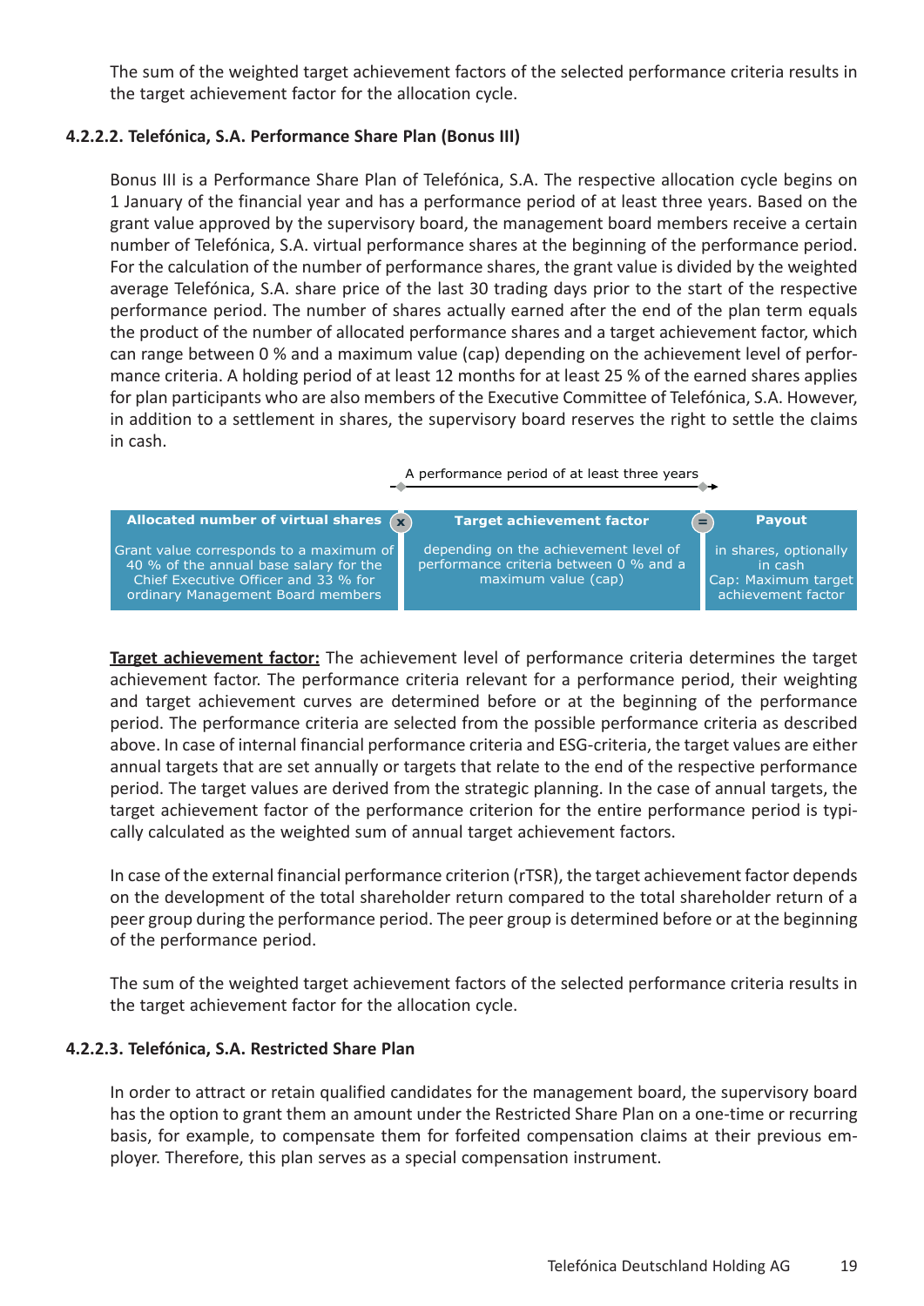The sum of the weighted target achievement factors of the selected performance criteria results in the target achievement factor for the allocation cycle.

#### 4.2.2.2. Telefónica, S.A. Performance Share Plan (Bonus III)

Bonus III is a Performance Share Plan of Telefónica, S.A. The respective allocation cycle begins on 1 January of the financial year and has a performance period of at least three years. Based on the grant value approved by the supervisory board, the management board members receive a certain number of Telefónica, S.A. virtual performance shares at the beginning of the performance period. For the calculation of the number of performance shares, the grant value is divided by the weighted average Telefónica, S.A. share price of the last 30 trading days prior to the start of the respective performance period. The number of shares actually earned after the end of the plan term equals the product of the number of allocated performance shares and a target achievement factor, which can range between 0 % and a maximum value (cap) depending on the achievement level of performance criteria. A holding period of at least 12 months for at least 25 % of the earned shares applies for plan participants who are also members of the Executive Committee of Telefónica, S.A. However, in addition to a settlement in shares, the supervisory board reserves the right to settle the claims in cash.

A performance period of at least three years

| Allocated number of virtual shares | × | Target achievement factor | = | Payout |
|---|---|---|---|---|
| Grant value corresponds to a maximum of 40 % of the annual base salary for the Chief Executive Officer and 33 % for ordinary Management Board members | | depending on the achievement level of performance criteria between 0 % and a maximum value (cap) | | in shares, optionally in cash<br>Cap: Maximum target achievement factor |

**Target achievement factor:** The achievement level of performance criteria determines the target achievement factor. The performance criteria relevant for a performance period, their weighting and target achievement curves are determined before or at the beginning of the performance period. The performance criteria are selected from the possible performance criteria as described above. In case of internal financial performance criteria and ESG-criteria, the target values are either annual targets that are set annually or targets that relate to the end of the respective performance period. The target values are derived from the strategic planning. In the case of annual targets, the target achievement factor of the performance criterion for the entire performance period is typically calculated as the weighted sum of annual target achievement factors.

In case of the external financial performance criterion (rTSR), the target achievement factor depends on the development of the total shareholder return compared to the total shareholder return of a peer group during the performance period. The peer group is determined before or at the beginning of the performance period.

The sum of the weighted target achievement factors of the selected performance criteria results in the target achievement factor for the allocation cycle.

#### 4.2.2.3. Telefónica, S.A. Restricted Share Plan

In order to attract or retain qualified candidates for the management board, the supervisory board has the option to grant them an amount under the Restricted Share Plan on a one-time or recurring basis, for example, to compensate them for forfeited compensation claims at their previous employer. Therefore, this plan serves as a special compensation instrument.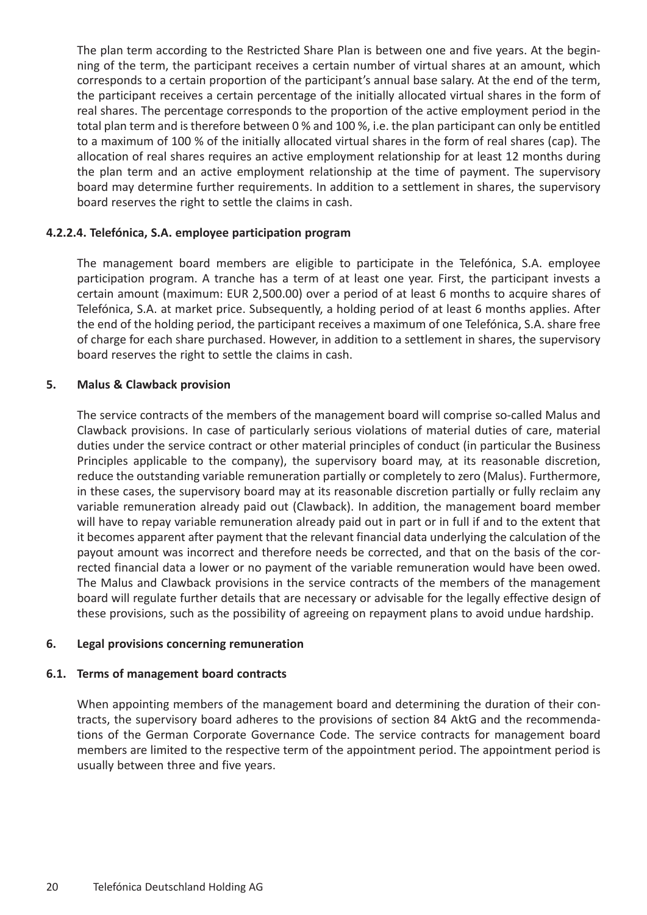The plan term according to the Restricted Share Plan is between one and five years. At the beginning of the term, the participant receives a certain number of virtual shares at an amount, which corresponds to a certain proportion of the participant's annual base salary. At the end of the term, the participant receives a certain percentage of the initially allocated virtual shares in the form of real shares. The percentage corresponds to the proportion of the active employment period in the total plan term and is therefore between 0 % and 100 %, i.e. the plan participant can only be entitled to a maximum of 100 % of the initially allocated virtual shares in the form of real shares (cap). The allocation of real shares requires an active employment relationship for at least 12 months during the plan term and an active employment relationship at the time of payment. The supervisory board may determine further requirements. In addition to a settlement in shares, the supervisory board reserves the right to settle the claims in cash.

#### 4.2.2.4. Telefónica, S.A. employee participation program

The management board members are eligible to participate in the Telefónica, S.A. employee participation program. A tranche has a term of at least one year. First, the participant invests a certain amount (maximum: EUR 2,500.00) over a period of at least 6 months to acquire shares of Telefónica, S.A. at market price. Subsequently, a holding period of at least 6 months applies. After the end of the holding period, the participant receives a maximum of one Telefónica, S.A. share free of charge for each share purchased. However, in addition to a settlement in shares, the supervisory board reserves the right to settle the claims in cash.

## 5. Malus & Clawback provision

The service contracts of the members of the management board will comprise so-called Malus and Clawback provisions. In case of particularly serious violations of material duties of care, material duties under the service contract or other material principles of conduct (in particular the Business Principles applicable to the company), the supervisory board may, at its reasonable discretion, reduce the outstanding variable remuneration partially or completely to zero (Malus). Furthermore, in these cases, the supervisory board may at its reasonable discretion partially or fully reclaim any variable remuneration already paid out (Clawback). In addition, the management board member will have to repay variable remuneration already paid out in part or in full if and to the extent that it becomes apparent after payment that the relevant financial data underlying the calculation of the payout amount was incorrect and therefore needs be corrected, and that on the basis of the corrected financial data a lower or no payment of the variable remuneration would have been owed. The Malus and Clawback provisions in the service contracts of the members of the management board will regulate further details that are necessary or advisable for the legally effective design of these provisions, such as the possibility of agreeing on repayment plans to avoid undue hardship.

## 6. Legal provisions concerning remuneration

### 6.1. Terms of management board contracts

When appointing members of the management board and determining the duration of their contracts, the supervisory board adheres to the provisions of section 84 AktG and the recommendations of the German Corporate Governance Code. The service contracts for management board members are limited to the respective term of the appointment period. The appointment period is usually between three and five years.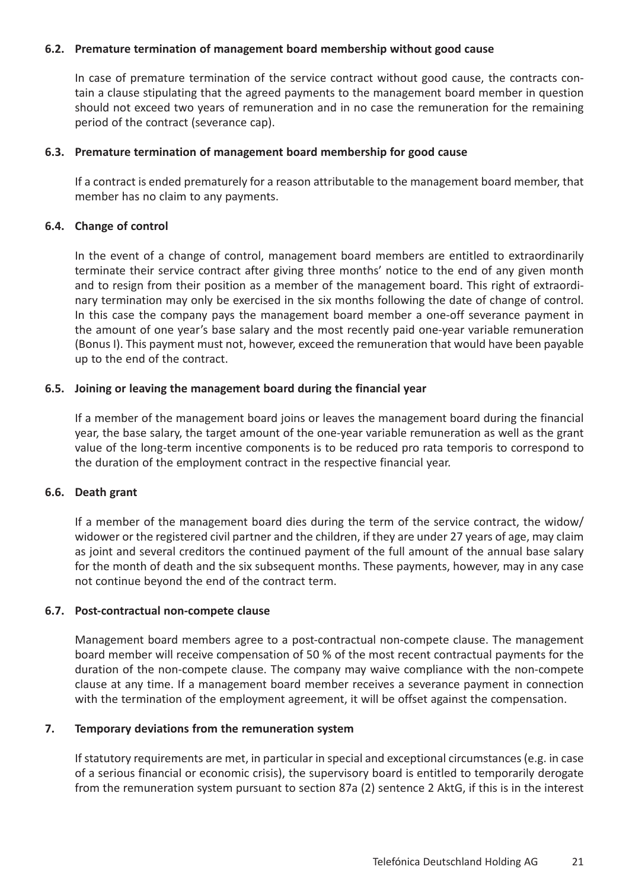### 6.2. Premature termination of management board membership without good cause

In case of premature termination of the service contract without good cause, the contracts contain a clause stipulating that the agreed payments to the management board member in question should not exceed two years of remuneration and in no case the remuneration for the remaining period of the contract (severance cap).

### 6.3. Premature termination of management board membership for good cause

If a contract is ended prematurely for a reason attributable to the management board member, that member has no claim to any payments.

### 6.4. Change of control

In the event of a change of control, management board members are entitled to extraordinarily terminate their service contract after giving three months' notice to the end of any given month and to resign from their position as a member of the management board. This right of extraordinary termination may only be exercised in the six months following the date of change of control. In this case the company pays the management board member a one-off severance payment in the amount of one year's base salary and the most recently paid one-year variable remuneration (Bonus I). This payment must not, however, exceed the remuneration that would have been payable up to the end of the contract.

### 6.5. Joining or leaving the management board during the financial year

If a member of the management board joins or leaves the management board during the financial year, the base salary, the target amount of the one-year variable remuneration as well as the grant value of the long-term incentive components is to be reduced pro rata temporis to correspond to the duration of the employment contract in the respective financial year.

### 6.6. Death grant

If a member of the management board dies during the term of the service contract, the widow/widower or the registered civil partner and the children, if they are under 27 years of age, may claim as joint and several creditors the continued payment of the full amount of the annual base salary for the month of death and the six subsequent months. These payments, however, may in any case not continue beyond the end of the contract term.

### 6.7. Post-contractual non-compete clause

Management board members agree to a post-contractual non-compete clause. The management board member will receive compensation of 50 % of the most recent contractual payments for the duration of the non-compete clause. The company may waive compliance with the non-compete clause at any time. If a management board member receives a severance payment in connection with the termination of the employment agreement, it will be offset against the compensation.

## 7. Temporary deviations from the remuneration system

If statutory requirements are met, in particular in special and exceptional circumstances (e.g. in case of a serious financial or economic crisis), the supervisory board is entitled to temporarily derogate from the remuneration system pursuant to section 87a (2) sentence 2 AktG, if this is in the interest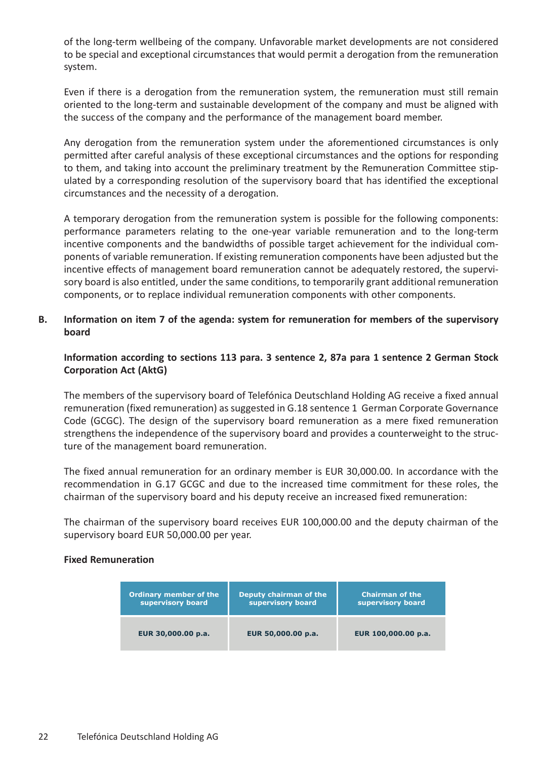of the long-term wellbeing of the company. Unfavorable market developments are not considered to be special and exceptional circumstances that would permit a derogation from the remuneration system.

Even if there is a derogation from the remuneration system, the remuneration must still remain oriented to the long-term and sustainable development of the company and must be aligned with the success of the company and the performance of the management board member.

Any derogation from the remuneration system under the aforementioned circumstances is only permitted after careful analysis of these exceptional circumstances and the options for responding to them, and taking into account the preliminary treatment by the Remuneration Committee stipulated by a corresponding resolution of the supervisory board that has identified the exceptional circumstances and the necessity of a derogation.

A temporary derogation from the remuneration system is possible for the following components: performance parameters relating to the one-year variable remuneration and to the long-term incentive components and the bandwidths of possible target achievement for the individual components of variable remuneration. If existing remuneration components have been adjusted but the incentive effects of management board remuneration cannot be adequately restored, the supervisory board is also entitled, under the same conditions, to temporarily grant additional remuneration components, or to replace individual remuneration components with other components.

## B. Information on item 7 of the agenda: system for remuneration for members of the supervisory board

**Information according to sections 113 para. 3 sentence 2, 87a para 1 sentence 2 German Stock Corporation Act (AktG)**

The members of the supervisory board of Telefónica Deutschland Holding AG receive a fixed annual remuneration (fixed remuneration) as suggested in G.18 sentence 1 German Corporate Governance Code (GCGC). The design of the supervisory board remuneration as a mere fixed remuneration strengthens the independence of the supervisory board and provides a counterweight to the structure of the management board remuneration.

The fixed annual remuneration for an ordinary member is EUR 30,000.00. In accordance with the recommendation in G.17 GCGC and due to the increased time commitment for these roles, the chairman of the supervisory board and his deputy receive an increased fixed remuneration:

The chairman of the supervisory board receives EUR 100,000.00 and the deputy chairman of the supervisory board EUR 50,000.00 per year.

**Fixed Remuneration**

| Ordinary member of the supervisory board | Deputy chairman of the supervisory board | Chairman of the supervisory board |
|---|---|---|
| EUR 30,000.00 p.a. | EUR 50,000.00 p.a. | EUR 100,000.00 p.a. |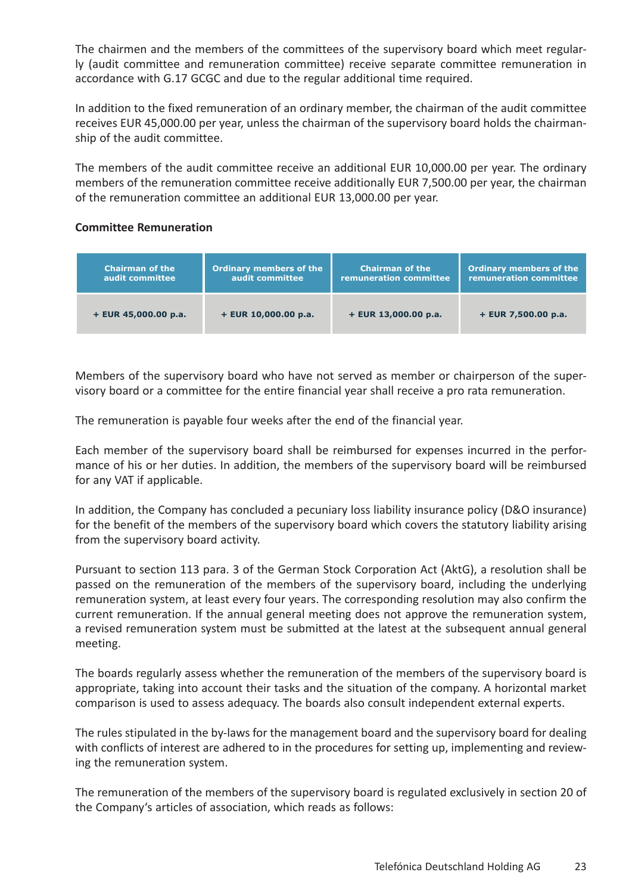The chairmen and the members of the committees of the supervisory board which meet regularly (audit committee and remuneration committee) receive separate committee remuneration in accordance with G.17 GCGC and due to the regular additional time required.

In addition to the fixed remuneration of an ordinary member, the chairman of the audit committee receives EUR 45,000.00 per year, unless the chairman of the supervisory board holds the chairmanship of the audit committee.

The members of the audit committee receive an additional EUR 10,000.00 per year. The ordinary members of the remuneration committee receive additionally EUR 7,500.00 per year, the chairman of the remuneration committee an additional EUR 13,000.00 per year.

**Committee Remuneration**

| Chairman of the audit committee | Ordinary members of the audit committee | Chairman of the remuneration committee | Ordinary members of the remuneration committee |
|---|---|---|---|
| + EUR 45,000.00 p.a. | + EUR 10,000.00 p.a. | + EUR 13,000.00 p.a. | + EUR 7,500.00 p.a. |

Members of the supervisory board who have not served as member or chairperson of the supervisory board or a committee for the entire financial year shall receive a pro rata remuneration.

The remuneration is payable four weeks after the end of the financial year.

Each member of the supervisory board shall be reimbursed for expenses incurred in the performance of his or her duties. In addition, the members of the supervisory board will be reimbursed for any VAT if applicable.

In addition, the Company has concluded a pecuniary loss liability insurance policy (D&O insurance) for the benefit of the members of the supervisory board which covers the statutory liability arising from the supervisory board activity.

Pursuant to section 113 para. 3 of the German Stock Corporation Act (AktG), a resolution shall be passed on the remuneration of the members of the supervisory board, including the underlying remuneration system, at least every four years. The corresponding resolution may also confirm the current remuneration. If the annual general meeting does not approve the remuneration system, a revised remuneration system must be submitted at the latest at the subsequent annual general meeting.

The boards regularly assess whether the remuneration of the members of the supervisory board is appropriate, taking into account their tasks and the situation of the company. A horizontal market comparison is used to assess adequacy. The boards also consult independent external experts.

The rules stipulated in the by-laws for the management board and the supervisory board for dealing with conflicts of interest are adhered to in the procedures for setting up, implementing and reviewing the remuneration system.

The remuneration of the members of the supervisory board is regulated exclusively in section 20 of the Company's articles of association, which reads as follows: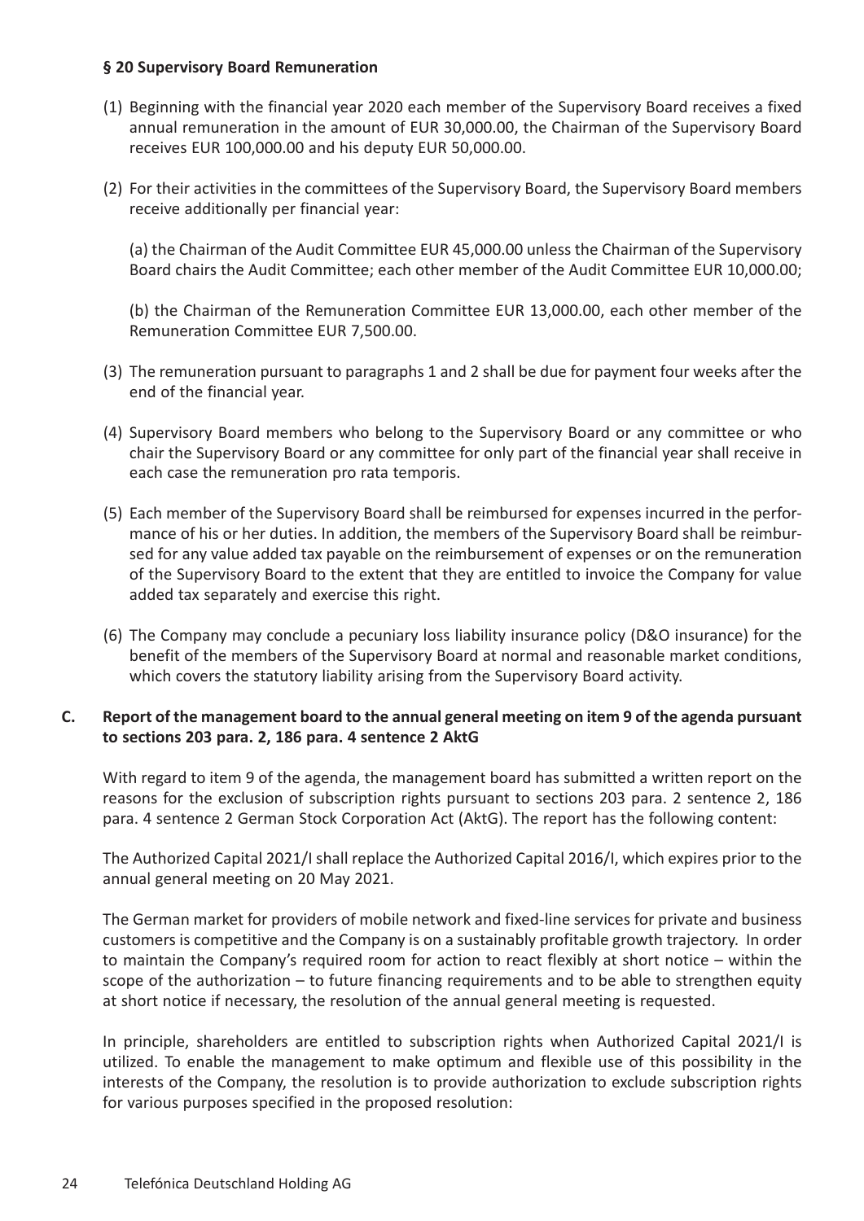**§ 20 Supervisory Board Remuneration**

(1) Beginning with the financial year 2020 each member of the Supervisory Board receives a fixed annual remuneration in the amount of EUR 30,000.00, the Chairman of the Supervisory Board receives EUR 100,000.00 and his deputy EUR 50,000.00.

(2) For their activities in the committees of the Supervisory Board, the Supervisory Board members receive additionally per financial year:

(a) the Chairman of the Audit Committee EUR 45,000.00 unless the Chairman of the Supervisory Board chairs the Audit Committee; each other member of the Audit Committee EUR 10,000.00;

(b) the Chairman of the Remuneration Committee EUR 13,000.00, each other member of the Remuneration Committee EUR 7,500.00.

(3) The remuneration pursuant to paragraphs 1 and 2 shall be due for payment four weeks after the end of the financial year.

(4) Supervisory Board members who belong to the Supervisory Board or any committee or who chair the Supervisory Board or any committee for only part of the financial year shall receive in each case the remuneration pro rata temporis.

(5) Each member of the Supervisory Board shall be reimbursed for expenses incurred in the performance of his or her duties. In addition, the members of the Supervisory Board shall be reimbursed for any value added tax payable on the reimbursement of expenses or on the remuneration of the Supervisory Board to the extent that they are entitled to invoice the Company for value added tax separately and exercise this right.

(6) The Company may conclude a pecuniary loss liability insurance policy (D&O insurance) for the benefit of the members of the Supervisory Board at normal and reasonable market conditions, which covers the statutory liability arising from the Supervisory Board activity.

## C. Report of the management board to the annual general meeting on item 9 of the agenda pursuant to sections 203 para. 2, 186 para. 4 sentence 2 AktG

With regard to item 9 of the agenda, the management board has submitted a written report on the reasons for the exclusion of subscription rights pursuant to sections 203 para. 2 sentence 2, 186 para. 4 sentence 2 German Stock Corporation Act (AktG). The report has the following content:

The Authorized Capital 2021/I shall replace the Authorized Capital 2016/I, which expires prior to the annual general meeting on 20 May 2021.

The German market for providers of mobile network and fixed-line services for private and business customers is competitive and the Company is on a sustainably profitable growth trajectory. In order to maintain the Company's required room for action to react flexibly at short notice – within the scope of the authorization – to future financing requirements and to be able to strengthen equity at short notice if necessary, the resolution of the annual general meeting is requested.

In principle, shareholders are entitled to subscription rights when Authorized Capital 2021/I is utilized. To enable the management to make optimum and flexible use of this possibility in the interests of the Company, the resolution is to provide authorization to exclude subscription rights for various purposes specified in the proposed resolution: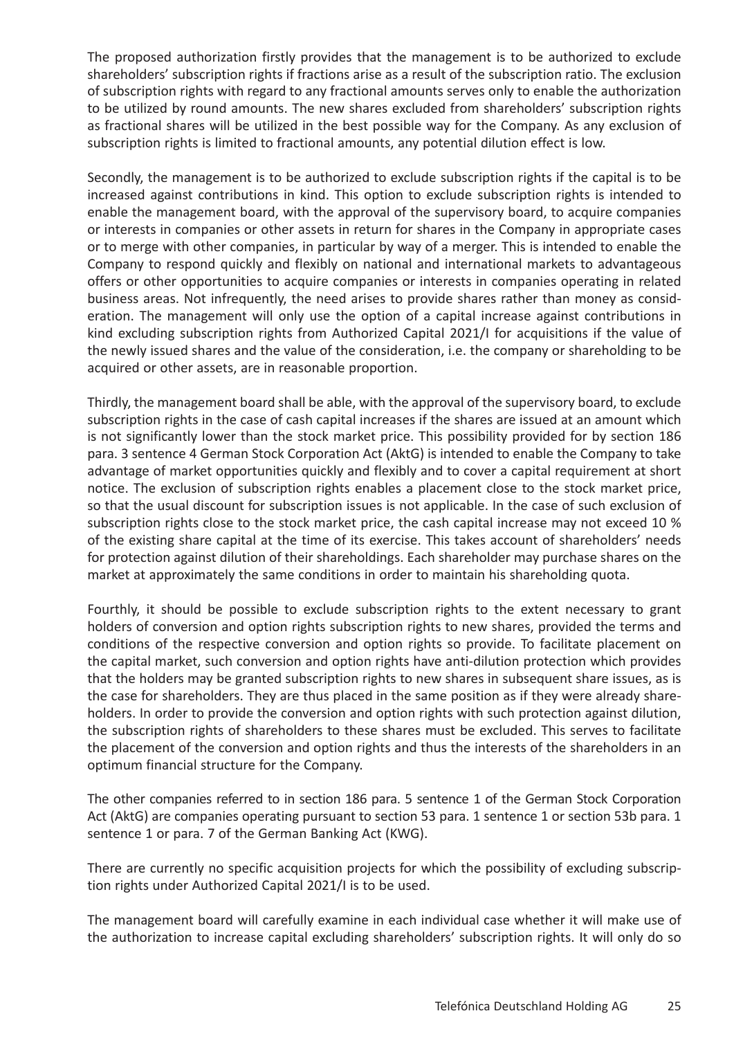The proposed authorization firstly provides that the management is to be authorized to exclude shareholders' subscription rights if fractions arise as a result of the subscription ratio. The exclusion of subscription rights with regard to any fractional amounts serves only to enable the authorization to be utilized by round amounts. The new shares excluded from shareholders' subscription rights as fractional shares will be utilized in the best possible way for the Company. As any exclusion of subscription rights is limited to fractional amounts, any potential dilution effect is low.

Secondly, the management is to be authorized to exclude subscription rights if the capital is to be increased against contributions in kind. This option to exclude subscription rights is intended to enable the management board, with the approval of the supervisory board, to acquire companies or interests in companies or other assets in return for shares in the Company in appropriate cases or to merge with other companies, in particular by way of a merger. This is intended to enable the Company to respond quickly and flexibly on national and international markets to advantageous offers or other opportunities to acquire companies or interests in companies operating in related business areas. Not infrequently, the need arises to provide shares rather than money as consideration. The management will only use the option of a capital increase against contributions in kind excluding subscription rights from Authorized Capital 2021/I for acquisitions if the value of the newly issued shares and the value of the consideration, i.e. the company or shareholding to be acquired or other assets, are in reasonable proportion.

Thirdly, the management board shall be able, with the approval of the supervisory board, to exclude subscription rights in the case of cash capital increases if the shares are issued at an amount which is not significantly lower than the stock market price. This possibility provided for by section 186 para. 3 sentence 4 German Stock Corporation Act (AktG) is intended to enable the Company to take advantage of market opportunities quickly and flexibly and to cover a capital requirement at short notice. The exclusion of subscription rights enables a placement close to the stock market price, so that the usual discount for subscription issues is not applicable. In the case of such exclusion of subscription rights close to the stock market price, the cash capital increase may not exceed 10 % of the existing share capital at the time of its exercise. This takes account of shareholders' needs for protection against dilution of their shareholdings. Each shareholder may purchase shares on the market at approximately the same conditions in order to maintain his shareholding quota.

Fourthly, it should be possible to exclude subscription rights to the extent necessary to grant holders of conversion and option rights subscription rights to new shares, provided the terms and conditions of the respective conversion and option rights so provide. To facilitate placement on the capital market, such conversion and option rights have anti-dilution protection which provides that the holders may be granted subscription rights to new shares in subsequent share issues, as is the case for shareholders. They are thus placed in the same position as if they were already shareholders. In order to provide the conversion and option rights with such protection against dilution, the subscription rights of shareholders to these shares must be excluded. This serves to facilitate the placement of the conversion and option rights and thus the interests of the shareholders in an optimum financial structure for the Company.

The other companies referred to in section 186 para. 5 sentence 1 of the German Stock Corporation Act (AktG) are companies operating pursuant to section 53 para. 1 sentence 1 or section 53b para. 1 sentence 1 or para. 7 of the German Banking Act (KWG).

There are currently no specific acquisition projects for which the possibility of excluding subscription rights under Authorized Capital 2021/I is to be used.

The management board will carefully examine in each individual case whether it will make use of the authorization to increase capital excluding shareholders' subscription rights. It will only do so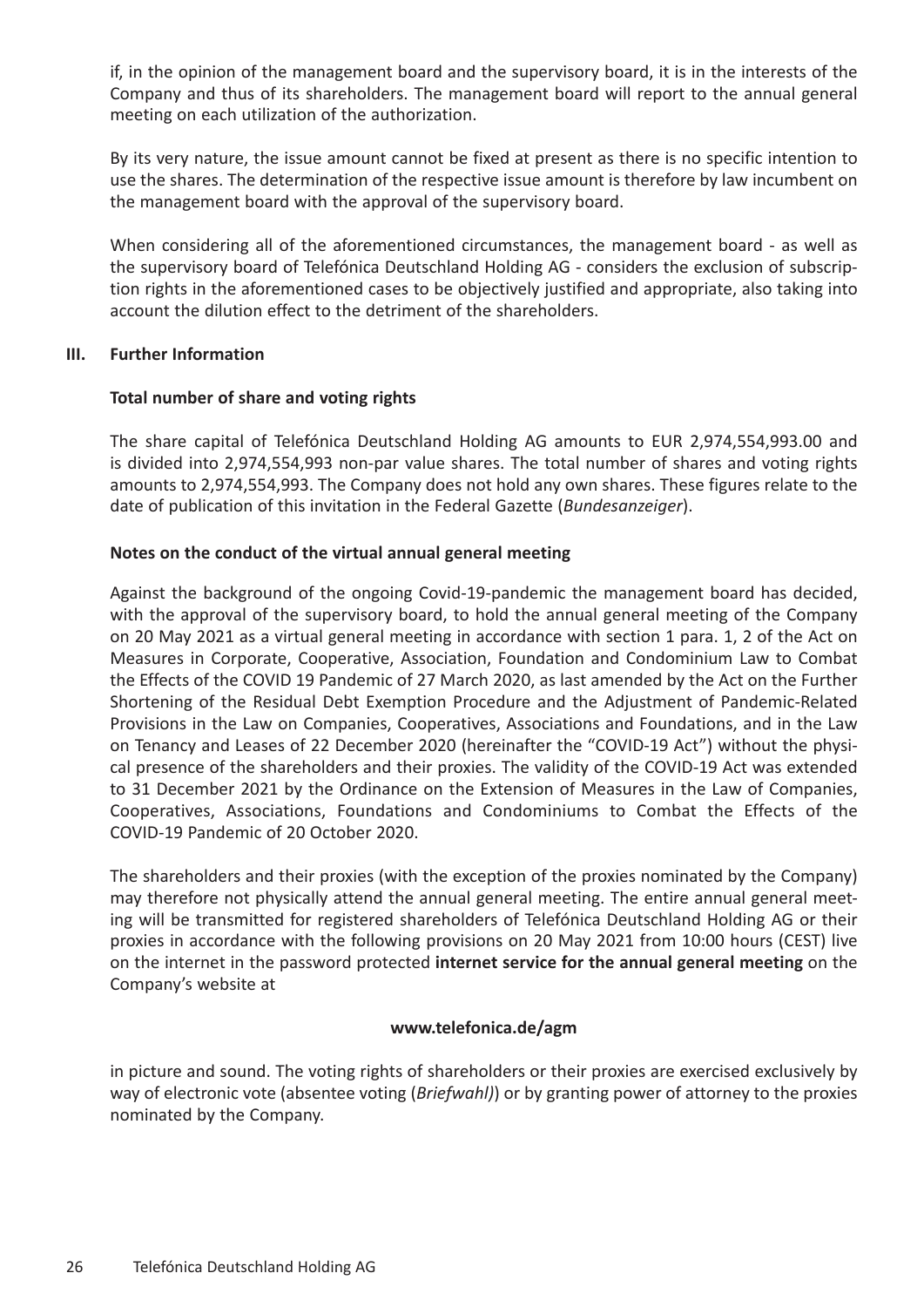if, in the opinion of the management board and the supervisory board, it is in the interests of the Company and thus of its shareholders. The management board will report to the annual general meeting on each utilization of the authorization.

By its very nature, the issue amount cannot be fixed at present as there is no specific intention to use the shares. The determination of the respective issue amount is therefore by law incumbent on the management board with the approval of the supervisory board.

When considering all of the aforementioned circumstances, the management board - as well as the supervisory board of Telefónica Deutschland Holding AG - considers the exclusion of subscription rights in the aforementioned cases to be objectively justified and appropriate, also taking into account the dilution effect to the detriment of the shareholders.

## III. Further Information

### Total number of share and voting rights

The share capital of Telefónica Deutschland Holding AG amounts to EUR 2,974,554,993.00 and is divided into 2,974,554,993 non-par value shares. The total number of shares and voting rights amounts to 2,974,554,993. The Company does not hold any own shares. These figures relate to the date of publication of this invitation in the Federal Gazette (*Bundesanzeiger*).

### Notes on the conduct of the virtual annual general meeting

Against the background of the ongoing Covid-19-pandemic the management board has decided, with the approval of the supervisory board, to hold the annual general meeting of the Company on 20 May 2021 as a virtual general meeting in accordance with section 1 para. 1, 2 of the Act on Measures in Corporate, Cooperative, Association, Foundation and Condominium Law to Combat the Effects of the COVID 19 Pandemic of 27 March 2020, as last amended by the Act on the Further Shortening of the Residual Debt Exemption Procedure and the Adjustment of Pandemic-Related Provisions in the Law on Companies, Cooperatives, Associations and Foundations, and in the Law on Tenancy and Leases of 22 December 2020 (hereinafter the "COVID-19 Act") without the physical presence of the shareholders and their proxies. The validity of the COVID-19 Act was extended to 31 December 2021 by the Ordinance on the Extension of Measures in the Law of Companies, Cooperatives, Associations, Foundations and Condominiums to Combat the Effects of the COVID-19 Pandemic of 20 October 2020.

The shareholders and their proxies (with the exception of the proxies nominated by the Company) may therefore not physically attend the annual general meeting. The entire annual general meeting will be transmitted for registered shareholders of Telefónica Deutschland Holding AG or their proxies in accordance with the following provisions on 20 May 2021 from 10:00 hours (CEST) live on the internet in the password protected **internet service for the annual general meeting** on the Company's website at

**www.telefonica.de/agm**

in picture and sound. The voting rights of shareholders or their proxies are exercised exclusively by way of electronic vote (absentee voting (*Briefwahl)*) or by granting power of attorney to the proxies nominated by the Company.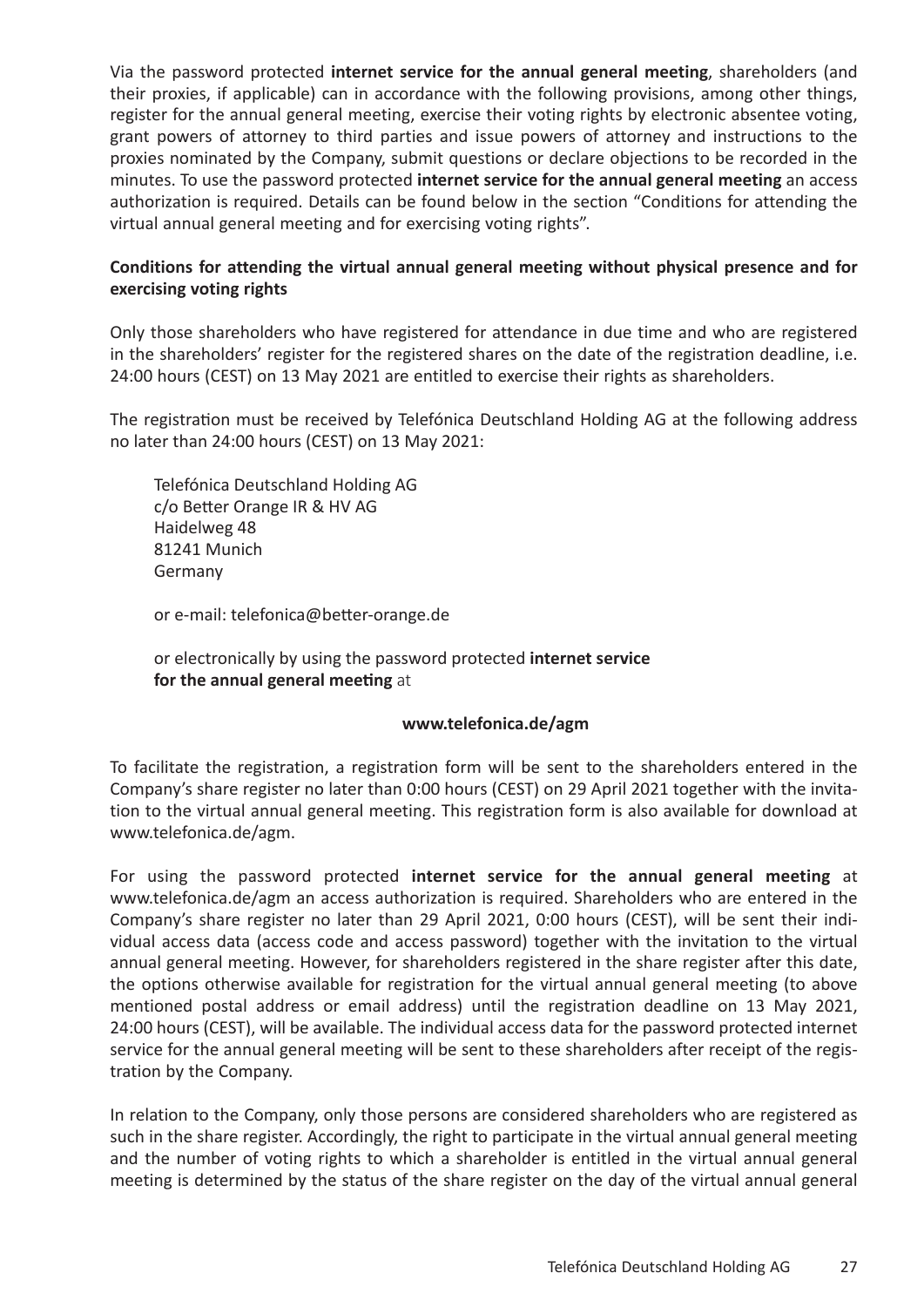Via the password protected **internet service for the annual general meeting**, shareholders (and their proxies, if applicable) can in accordance with the following provisions, among other things, register for the annual general meeting, exercise their voting rights by electronic absentee voting, grant powers of attorney to third parties and issue powers of attorney and instructions to the proxies nominated by the Company, submit questions or declare objections to be recorded in the minutes. To use the password protected **internet service for the annual general meeting** an access authorization is required. Details can be found below in the section "Conditions for attending the virtual annual general meeting and for exercising voting rights".

**Conditions for attending the virtual annual general meeting without physical presence and for exercising voting rights**

Only those shareholders who have registered for attendance in due time and who are registered in the shareholders' register for the registered shares on the date of the registration deadline, i.e. 24:00 hours (CEST) on 13 May 2021 are entitled to exercise their rights as shareholders.

The registration must be received by Telefónica Deutschland Holding AG at the following address no later than 24:00 hours (CEST) on 13 May 2021:

Telefónica Deutschland Holding AG
c/o Better Orange IR & HV AG
Haidelweg 48
81241 Munich
Germany

or e-mail: telefonica@better-orange.de

or electronically by using the password protected **internet service for the annual general meeting** at

**www.telefonica.de/agm**

To facilitate the registration, a registration form will be sent to the shareholders entered in the Company's share register no later than 0:00 hours (CEST) on 29 April 2021 together with the invitation to the virtual annual general meeting. This registration form is also available for download at www.telefonica.de/agm.

For using the password protected **internet service for the annual general meeting** at www.telefonica.de/agm an access authorization is required. Shareholders who are entered in the Company's share register no later than 29 April 2021, 0:00 hours (CEST), will be sent their individual access data (access code and access password) together with the invitation to the virtual annual general meeting. However, for shareholders registered in the share register after this date, the options otherwise available for registration for the virtual annual general meeting (to above mentioned postal address or email address) until the registration deadline on 13 May 2021, 24:00 hours (CEST), will be available. The individual access data for the password protected internet service for the annual general meeting will be sent to these shareholders after receipt of the registration by the Company.

In relation to the Company, only those persons are considered shareholders who are registered as such in the share register. Accordingly, the right to participate in the virtual annual general meeting and the number of voting rights to which a shareholder is entitled in the virtual annual general meeting is determined by the status of the share register on the day of the virtual annual general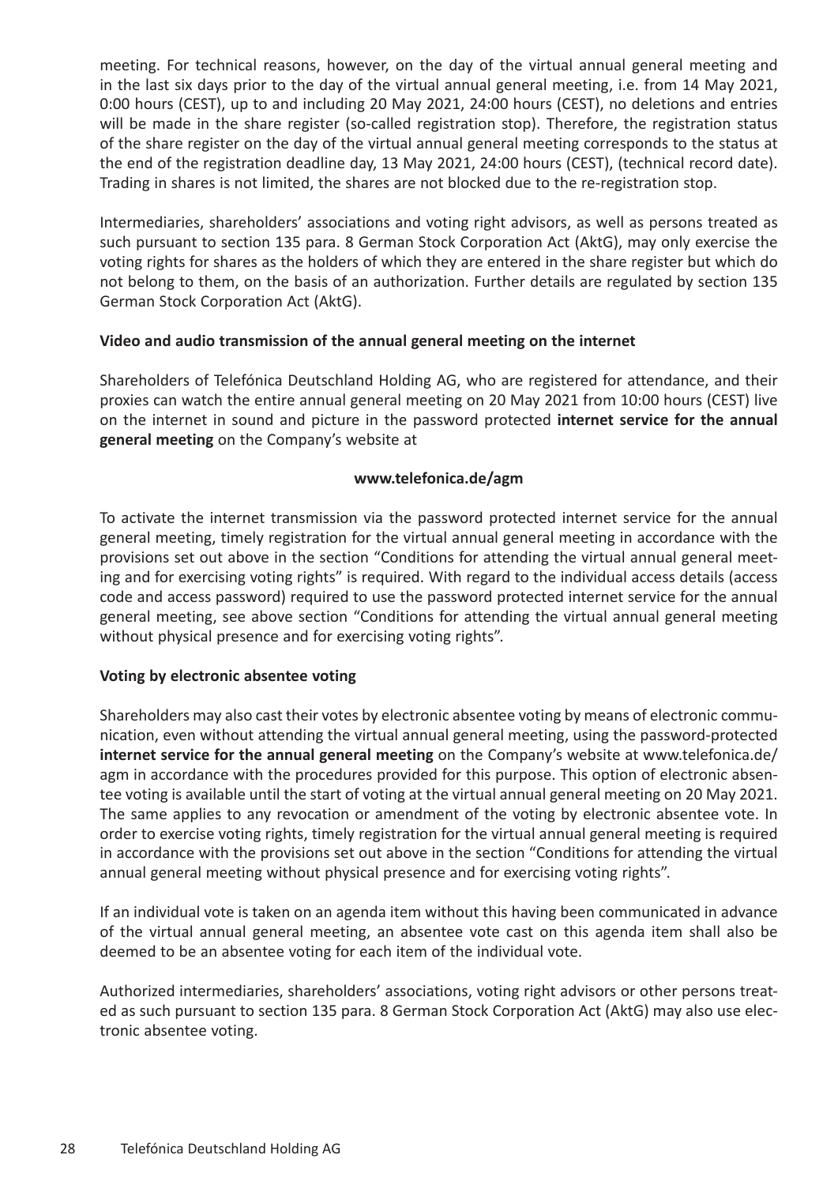meeting. For technical reasons, however, on the day of the virtual annual general meeting and in the last six days prior to the day of the virtual annual general meeting, i.e. from 14 May 2021, 0:00 hours (CEST), up to and including 20 May 2021, 24:00 hours (CEST), no deletions and entries will be made in the share register (so-called registration stop). Therefore, the registration status of the share register on the day of the virtual annual general meeting corresponds to the status at the end of the registration deadline day, 13 May 2021, 24:00 hours (CEST), (technical record date). Trading in shares is not limited, the shares are not blocked due to the re-registration stop.

Intermediaries, shareholders' associations and voting right advisors, as well as persons treated as such pursuant to section 135 para. 8 German Stock Corporation Act (AktG), may only exercise the voting rights for shares as the holders of which they are entered in the share register but which do not belong to them, on the basis of an authorization. Further details are regulated by section 135 German Stock Corporation Act (AktG).

**Video and audio transmission of the annual general meeting on the internet**

Shareholders of Telefónica Deutschland Holding AG, who are registered for attendance, and their proxies can watch the entire annual general meeting on 20 May 2021 from 10:00 hours (CEST) live on the internet in sound and picture in the password protected **internet service for the annual general meeting** on the Company's website at

**www.telefonica.de/agm**

To activate the internet transmission via the password protected internet service for the annual general meeting, timely registration for the virtual annual general meeting in accordance with the provisions set out above in the section "Conditions for attending the virtual annual general meeting and for exercising voting rights" is required. With regard to the individual access details (access code and access password) required to use the password protected internet service for the annual general meeting, see above section "Conditions for attending the virtual annual general meeting without physical presence and for exercising voting rights".

**Voting by electronic absentee voting**

Shareholders may also cast their votes by electronic absentee voting by means of electronic communication, even without attending the virtual annual general meeting, using the password-protected **internet service for the annual general meeting** on the Company's website at www.telefonica.de/agm in accordance with the procedures provided for this purpose. This option of electronic absentee voting is available until the start of voting at the virtual annual general meeting on 20 May 2021. The same applies to any revocation or amendment of the voting by electronic absentee vote. In order to exercise voting rights, timely registration for the virtual annual general meeting is required in accordance with the provisions set out above in the section "Conditions for attending the virtual annual general meeting without physical presence and for exercising voting rights".

If an individual vote is taken on an agenda item without this having been communicated in advance of the virtual annual general meeting, an absentee vote cast on this agenda item shall also be deemed to be an absentee voting for each item of the individual vote.

Authorized intermediaries, shareholders' associations, voting right advisors or other persons treated as such pursuant to section 135 para. 8 German Stock Corporation Act (AktG) may also use electronic absentee voting.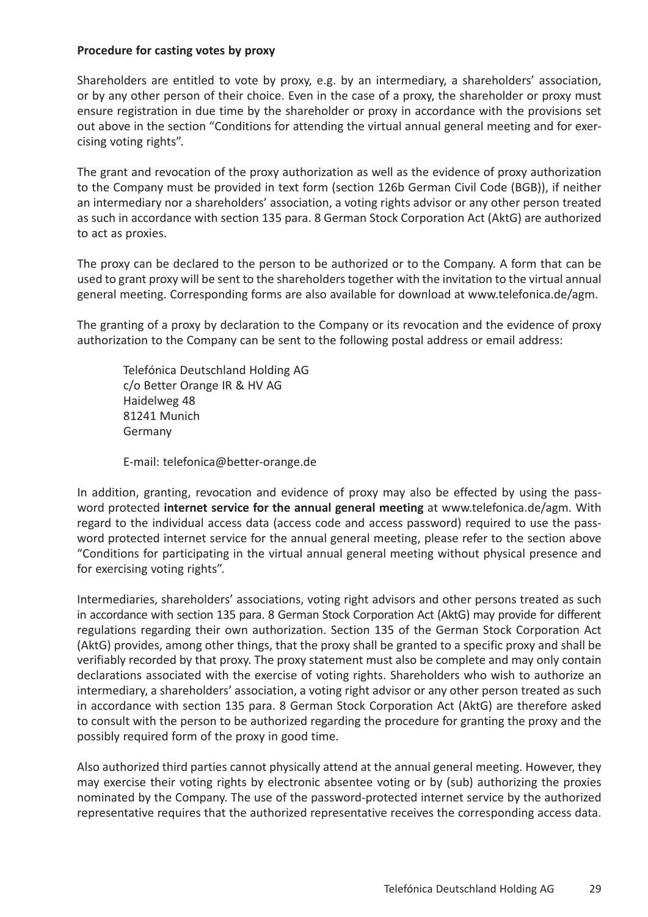**Procedure for casting votes by proxy**

Shareholders are entitled to vote by proxy, e.g. by an intermediary, a shareholders' association, or by any other person of their choice. Even in the case of a proxy, the shareholder or proxy must ensure registration in due time by the shareholder or proxy in accordance with the provisions set out above in the section "Conditions for attending the virtual annual general meeting and for exercising voting rights".

The grant and revocation of the proxy authorization as well as the evidence of proxy authorization to the Company must be provided in text form (section 126b German Civil Code (BGB)), if neither an intermediary nor a shareholders' association, a voting rights advisor or any other person treated as such in accordance with section 135 para. 8 German Stock Corporation Act (AktG) are authorized to act as proxies.

The proxy can be declared to the person to be authorized or to the Company. A form that can be used to grant proxy will be sent to the shareholders together with the invitation to the virtual annual general meeting. Corresponding forms are also available for download at www.telefonica.de/agm.

The granting of a proxy by declaration to the Company or its revocation and the evidence of proxy authorization to the Company can be sent to the following postal address or email address:

Telefónica Deutschland Holding AG
c/o Better Orange IR & HV AG
Haidelweg 48
81241 Munich
Germany

E-mail: telefonica@better-orange.de

In addition, granting, revocation and evidence of proxy may also be effected by using the password protected **internet service for the annual general meeting** at www.telefonica.de/agm. With regard to the individual access data (access code and access password) required to use the password protected internet service for the annual general meeting, please refer to the section above "Conditions for participating in the virtual annual general meeting without physical presence and for exercising voting rights".

Intermediaries, shareholders' associations, voting right advisors and other persons treated as such in accordance with section 135 para. 8 German Stock Corporation Act (AktG) may provide for different regulations regarding their own authorization. Section 135 of the German Stock Corporation Act (AktG) provides, among other things, that the proxy shall be granted to a specific proxy and shall be verifiably recorded by that proxy. The proxy statement must also be complete and may only contain declarations associated with the exercise of voting rights. Shareholders who wish to authorize an intermediary, a shareholders' association, a voting right advisor or any other person treated as such in accordance with section 135 para. 8 German Stock Corporation Act (AktG) are therefore asked to consult with the person to be authorized regarding the procedure for granting the proxy and the possibly required form of the proxy in good time.

Also authorized third parties cannot physically attend at the annual general meeting. However, they may exercise their voting rights by electronic absentee voting or by (sub) authorizing the proxies nominated by the Company. The use of the password-protected internet service by the authorized representative requires that the authorized representative receives the corresponding access data.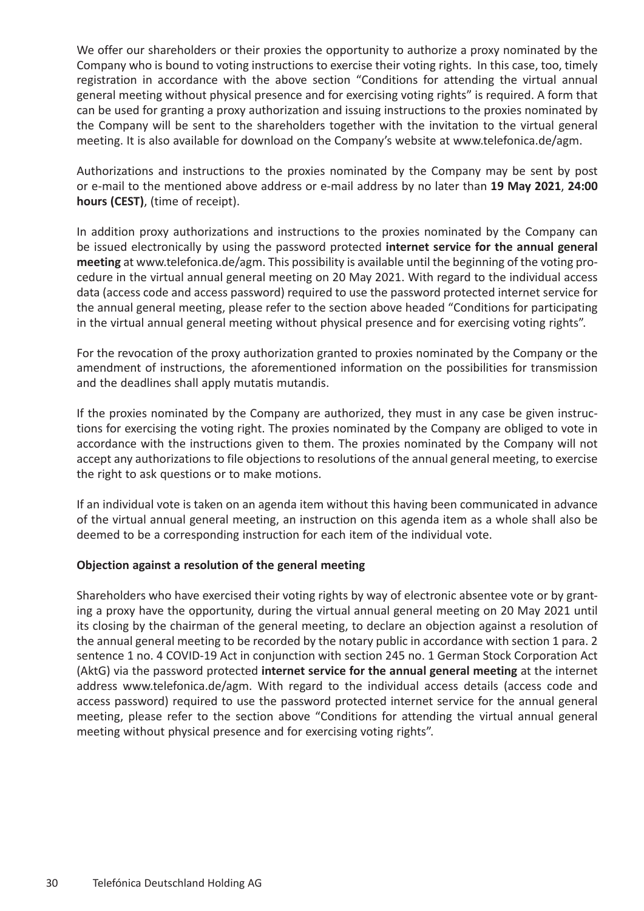We offer our shareholders or their proxies the opportunity to authorize a proxy nominated by the Company who is bound to voting instructions to exercise their voting rights. In this case, too, timely registration in accordance with the above section "Conditions for attending the virtual annual general meeting without physical presence and for exercising voting rights" is required. A form that can be used for granting a proxy authorization and issuing instructions to the proxies nominated by the Company will be sent to the shareholders together with the invitation to the virtual general meeting. It is also available for download on the Company's website at www.telefonica.de/agm.

Authorizations and instructions to the proxies nominated by the Company may be sent by post or e-mail to the mentioned above address or e-mail address by no later than **19 May 2021**, **24:00 hours (CEST)**, (time of receipt).

In addition proxy authorizations and instructions to the proxies nominated by the Company can be issued electronically by using the password protected **internet service for the annual general meeting** at www.telefonica.de/agm. This possibility is available until the beginning of the voting procedure in the virtual annual general meeting on 20 May 2021. With regard to the individual access data (access code and access password) required to use the password protected internet service for the annual general meeting, please refer to the section above headed "Conditions for participating in the virtual annual general meeting without physical presence and for exercising voting rights".

For the revocation of the proxy authorization granted to proxies nominated by the Company or the amendment of instructions, the aforementioned information on the possibilities for transmission and the deadlines shall apply mutatis mutandis.

If the proxies nominated by the Company are authorized, they must in any case be given instructions for exercising the voting right. The proxies nominated by the Company are obliged to vote in accordance with the instructions given to them. The proxies nominated by the Company will not accept any authorizations to file objections to resolutions of the annual general meeting, to exercise the right to ask questions or to make motions.

If an individual vote is taken on an agenda item without this having been communicated in advance of the virtual annual general meeting, an instruction on this agenda item as a whole shall also be deemed to be a corresponding instruction for each item of the individual vote.

**Objection against a resolution of the general meeting**

Shareholders who have exercised their voting rights by way of electronic absentee vote or by granting a proxy have the opportunity, during the virtual annual general meeting on 20 May 2021 until its closing by the chairman of the general meeting, to declare an objection against a resolution of the annual general meeting to be recorded by the notary public in accordance with section 1 para. 2 sentence 1 no. 4 COVID-19 Act in conjunction with section 245 no. 1 German Stock Corporation Act (AktG) via the password protected **internet service for the annual general meeting** at the internet address www.telefonica.de/agm. With regard to the individual access details (access code and access password) required to use the password protected internet service for the annual general meeting, please refer to the section above "Conditions for attending the virtual annual general meeting without physical presence and for exercising voting rights".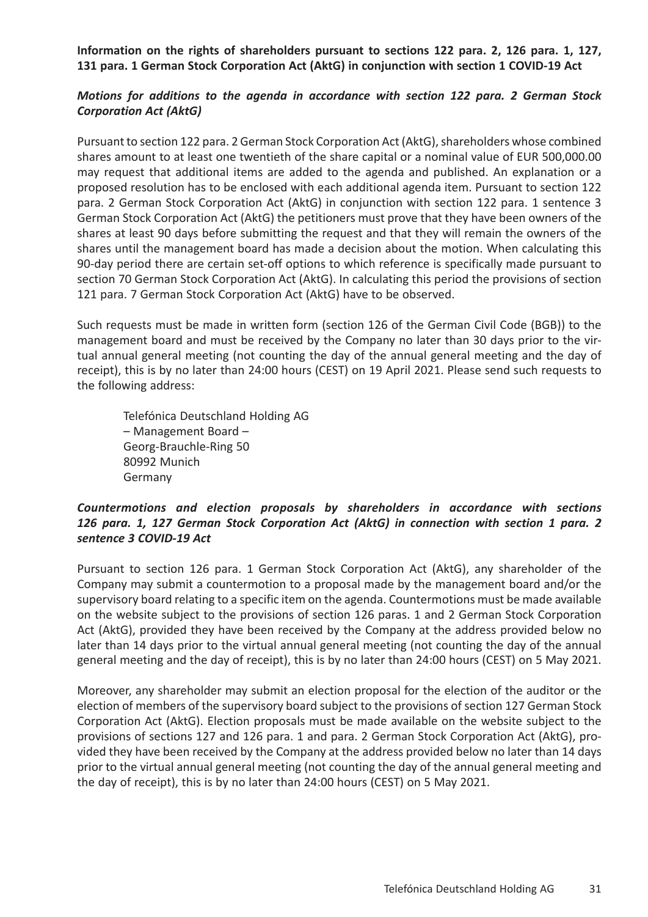**Information on the rights of shareholders pursuant to sections 122 para. 2, 126 para. 1, 127, 131 para. 1 German Stock Corporation Act (AktG) in conjunction with section 1 COVID-19 Act**

***Motions for additions to the agenda in accordance with section 122 para. 2 German Stock Corporation Act (AktG)***

Pursuant to section 122 para. 2 German Stock Corporation Act (AktG), shareholders whose combined shares amount to at least one twentieth of the share capital or a nominal value of EUR 500,000.00 may request that additional items are added to the agenda and published. An explanation or a proposed resolution has to be enclosed with each additional agenda item. Pursuant to section 122 para. 2 German Stock Corporation Act (AktG) in conjunction with section 122 para. 1 sentence 3 German Stock Corporation Act (AktG) the petitioners must prove that they have been owners of the shares at least 90 days before submitting the request and that they will remain the owners of the shares until the management board has made a decision about the motion. When calculating this 90-day period there are certain set-off options to which reference is specifically made pursuant to section 70 German Stock Corporation Act (AktG). In calculating this period the provisions of section 121 para. 7 German Stock Corporation Act (AktG) have to be observed.

Such requests must be made in written form (section 126 of the German Civil Code (BGB)) to the management board and must be received by the Company no later than 30 days prior to the virtual annual general meeting (not counting the day of the annual general meeting and the day of receipt), this is by no later than 24:00 hours (CEST) on 19 April 2021. Please send such requests to the following address:

Telefónica Deutschland Holding AG
– Management Board –
Georg-Brauchle-Ring 50
80992 Munich
Germany

***Countermotions and election proposals by shareholders in accordance with sections 126 para. 1, 127 German Stock Corporation Act (AktG) in connection with section 1 para. 2 sentence 3 COVID-19 Act***

Pursuant to section 126 para. 1 German Stock Corporation Act (AktG), any shareholder of the Company may submit a countermotion to a proposal made by the management board and/or the supervisory board relating to a specific item on the agenda. Countermotions must be made available on the website subject to the provisions of section 126 paras. 1 and 2 German Stock Corporation Act (AktG), provided they have been received by the Company at the address provided below no later than 14 days prior to the virtual annual general meeting (not counting the day of the annual general meeting and the day of receipt), this is by no later than 24:00 hours (CEST) on 5 May 2021.

Moreover, any shareholder may submit an election proposal for the election of the auditor or the election of members of the supervisory board subject to the provisions of section 127 German Stock Corporation Act (AktG). Election proposals must be made available on the website subject to the provisions of sections 127 and 126 para. 1 and para. 2 German Stock Corporation Act (AktG), provided they have been received by the Company at the address provided below no later than 14 days prior to the virtual annual general meeting (not counting the day of the annual general meeting and the day of receipt), this is by no later than 24:00 hours (CEST) on 5 May 2021.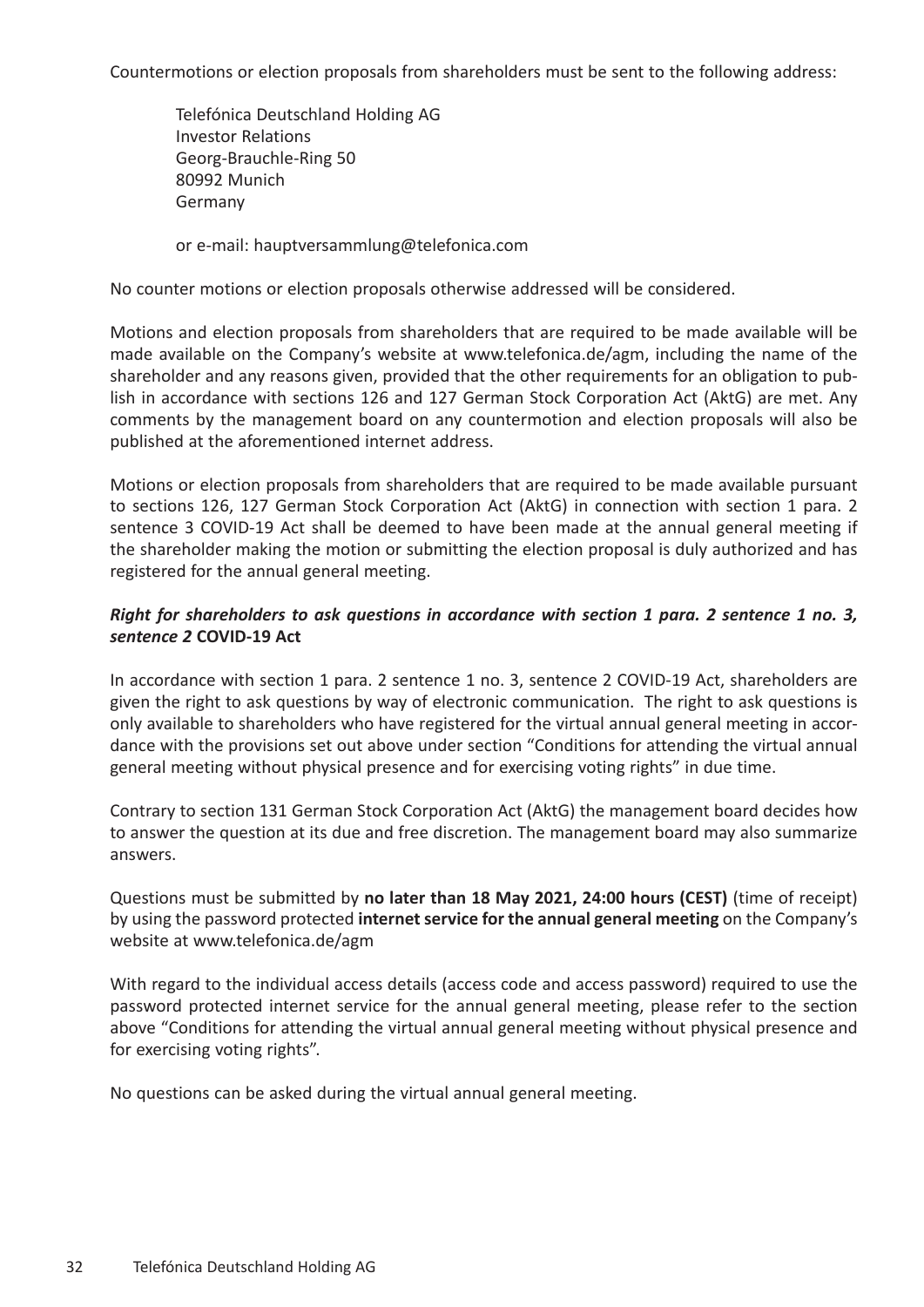Countermotions or election proposals from shareholders must be sent to the following address:

Telefónica Deutschland Holding AG  
Investor Relations  
Georg-Brauchle-Ring 50  
80992 Munich  
Germany

or e-mail: hauptversammlung@telefonica.com

No counter motions or election proposals otherwise addressed will be considered.

Motions and election proposals from shareholders that are required to be made available will be made available on the Company's website at www.telefonica.de/agm, including the name of the shareholder and any reasons given, provided that the other requirements for an obligation to publish in accordance with sections 126 and 127 German Stock Corporation Act (AktG) are met. Any comments by the management board on any countermotion and election proposals will also be published at the aforementioned internet address.

Motions or election proposals from shareholders that are required to be made available pursuant to sections 126, 127 German Stock Corporation Act (AktG) in connection with section 1 para. 2 sentence 3 COVID-19 Act shall be deemed to have been made at the annual general meeting if the shareholder making the motion or submitting the election proposal is duly authorized and has registered for the annual general meeting.

***Right for shareholders to ask questions in accordance with section 1 para. 2 sentence 1 no. 3, sentence 2* COVID-19 Act**

In accordance with section 1 para. 2 sentence 1 no. 3, sentence 2 COVID-19 Act, shareholders are given the right to ask questions by way of electronic communication. The right to ask questions is only available to shareholders who have registered for the virtual annual general meeting in accordance with the provisions set out above under section "Conditions for attending the virtual annual general meeting without physical presence and for exercising voting rights" in due time.

Contrary to section 131 German Stock Corporation Act (AktG) the management board decides how to answer the question at its due and free discretion. The management board may also summarize answers.

Questions must be submitted by **no later than 18 May 2021, 24:00 hours (CEST)** (time of receipt) by using the password protected **internet service for the annual general meeting** on the Company's website at www.telefonica.de/agm

With regard to the individual access details (access code and access password) required to use the password protected internet service for the annual general meeting, please refer to the section above "Conditions for attending the virtual annual general meeting without physical presence and for exercising voting rights".

No questions can be asked during the virtual annual general meeting.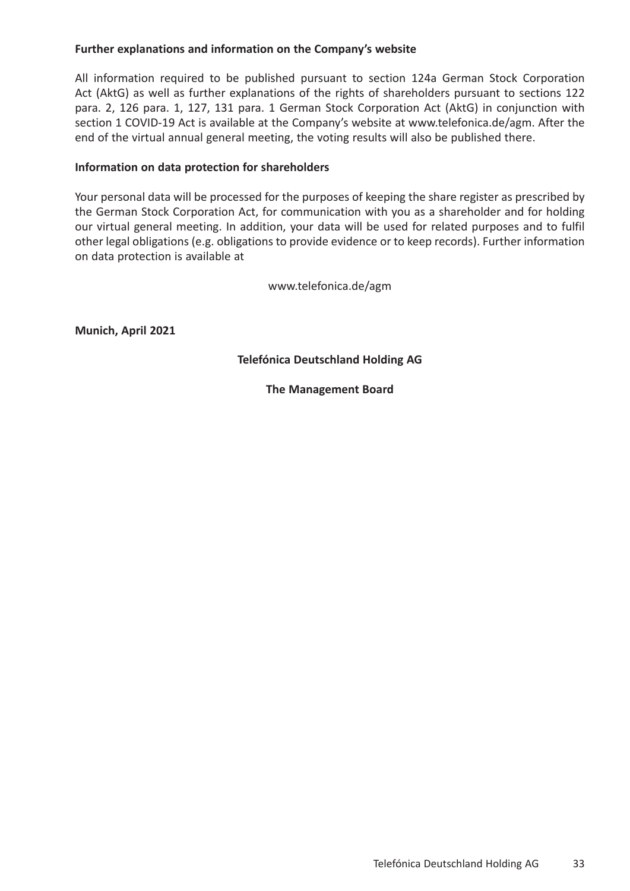**Further explanations and information on the Company's website**

All information required to be published pursuant to section 124a German Stock Corporation Act (AktG) as well as further explanations of the rights of shareholders pursuant to sections 122 para. 2, 126 para. 1, 127, 131 para. 1 German Stock Corporation Act (AktG) in conjunction with section 1 COVID-19 Act is available at the Company's website at www.telefonica.de/agm. After the end of the virtual annual general meeting, the voting results will also be published there.

**Information on data protection for shareholders**

Your personal data will be processed for the purposes of keeping the share register as prescribed by the German Stock Corporation Act, for communication with you as a shareholder and for holding our virtual general meeting. In addition, your data will be used for related purposes and to fulfil other legal obligations (e.g. obligations to provide evidence or to keep records). Further information on data protection is available at

www.telefonica.de/agm

**Munich, April 2021**

**Telefónica Deutschland Holding AG**

**The Management Board**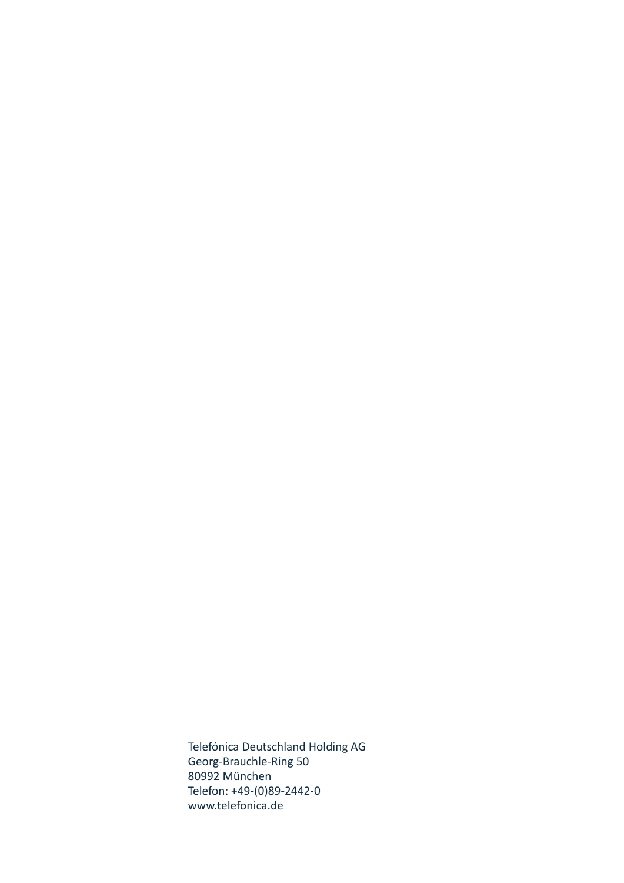Telefónica Deutschland Holding AG
Georg-Brauchle-Ring 50
80992 München
Telefon: +49-(0)89-2442-0
www.telefonica.de